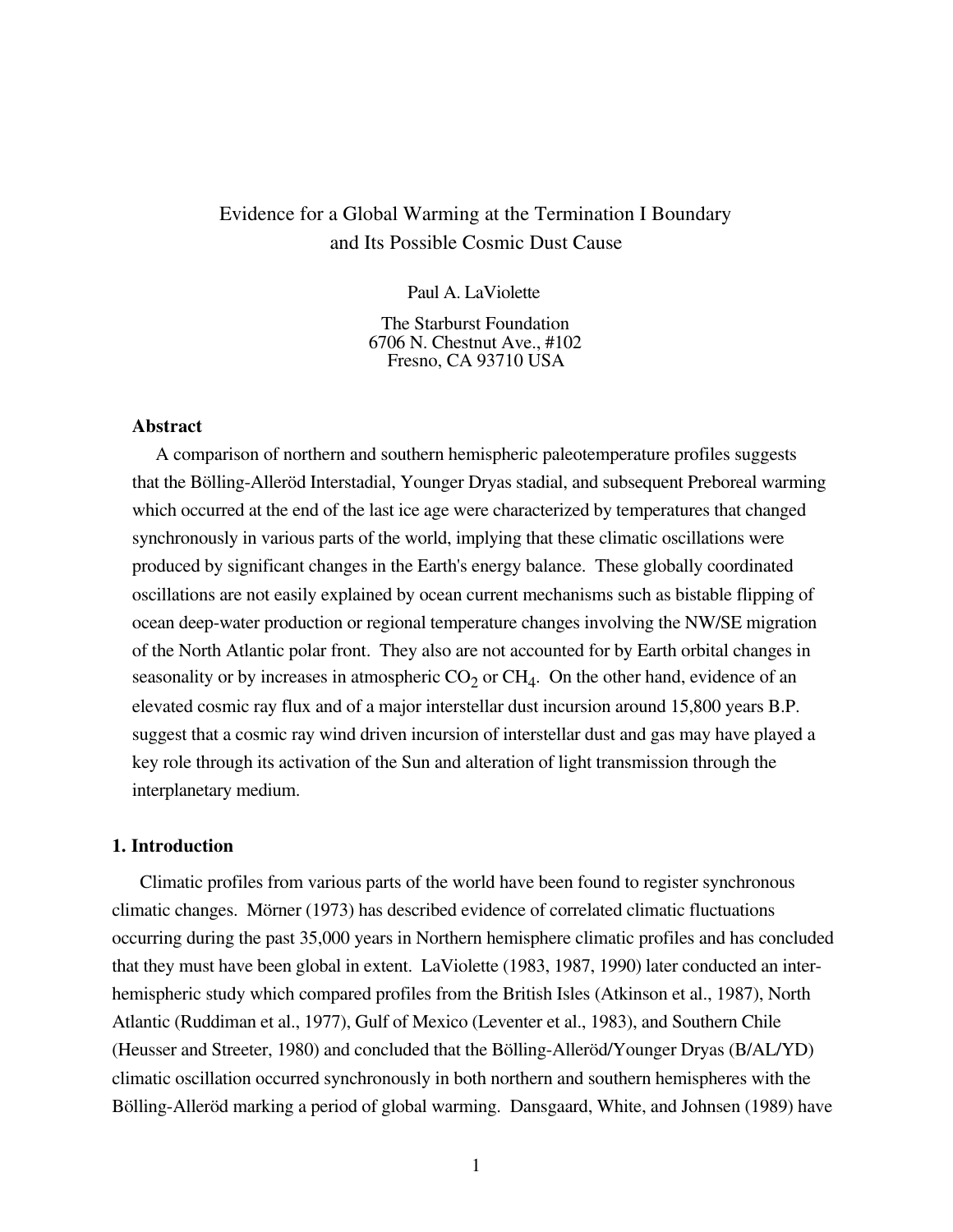# Evidence for a Global Warming at the Termination I Boundary and Its Possible Cosmic Dust Cause

Paul A. LaViolette

The Starburst Foundation
6706 N. Chestnut Ave., #102
Fresno, CA 93710 USA

## Abstract

A comparison of northern and southern hemispheric paleotemperature profiles suggests that the Bölling-Alleröd Interstadial, Younger Dryas stadial, and subsequent Preboreal warming which occurred at the end of the last ice age were characterized by temperatures that changed synchronously in various parts of the world, implying that these climatic oscillations were produced by significant changes in the Earth's energy balance. These globally coordinated oscillations are not easily explained by ocean current mechanisms such as bistable flipping of ocean deep-water production or regional temperature changes involving the NW/SE migration of the North Atlantic polar front. They also are not accounted for by Earth orbital changes in seasonality or by increases in atmospheric $CO_2$ or $CH_4$. On the other hand, evidence of an elevated cosmic ray flux and of a major interstellar dust incursion around 15,800 years B.P. suggest that a cosmic ray wind driven incursion of interstellar dust and gas may have played a key role through its activation of the Sun and alteration of light transmission through the interplanetary medium.

## 1. Introduction

Climatic profiles from various parts of the world have been found to register synchronous climatic changes. Mörner (1973) has described evidence of correlated climatic fluctuations occurring during the past 35,000 years in Northern hemisphere climatic profiles and has concluded that they must have been global in extent. LaViolette (1983, 1987, 1990) later conducted an inter-hemispheric study which compared profiles from the British Isles (Atkinson et al., 1987), North Atlantic (Ruddiman et al., 1977), Gulf of Mexico (Leventer et al., 1983), and Southern Chile (Heusser and Streeter, 1980) and concluded that the Bölling-Alleröd/Younger Dryas (B/AL/YD) climatic oscillation occurred synchronously in both northern and southern hemispheres with the Bölling-Alleröd marking a period of global warming. Dansgaard, White, and Johnsen (1989) have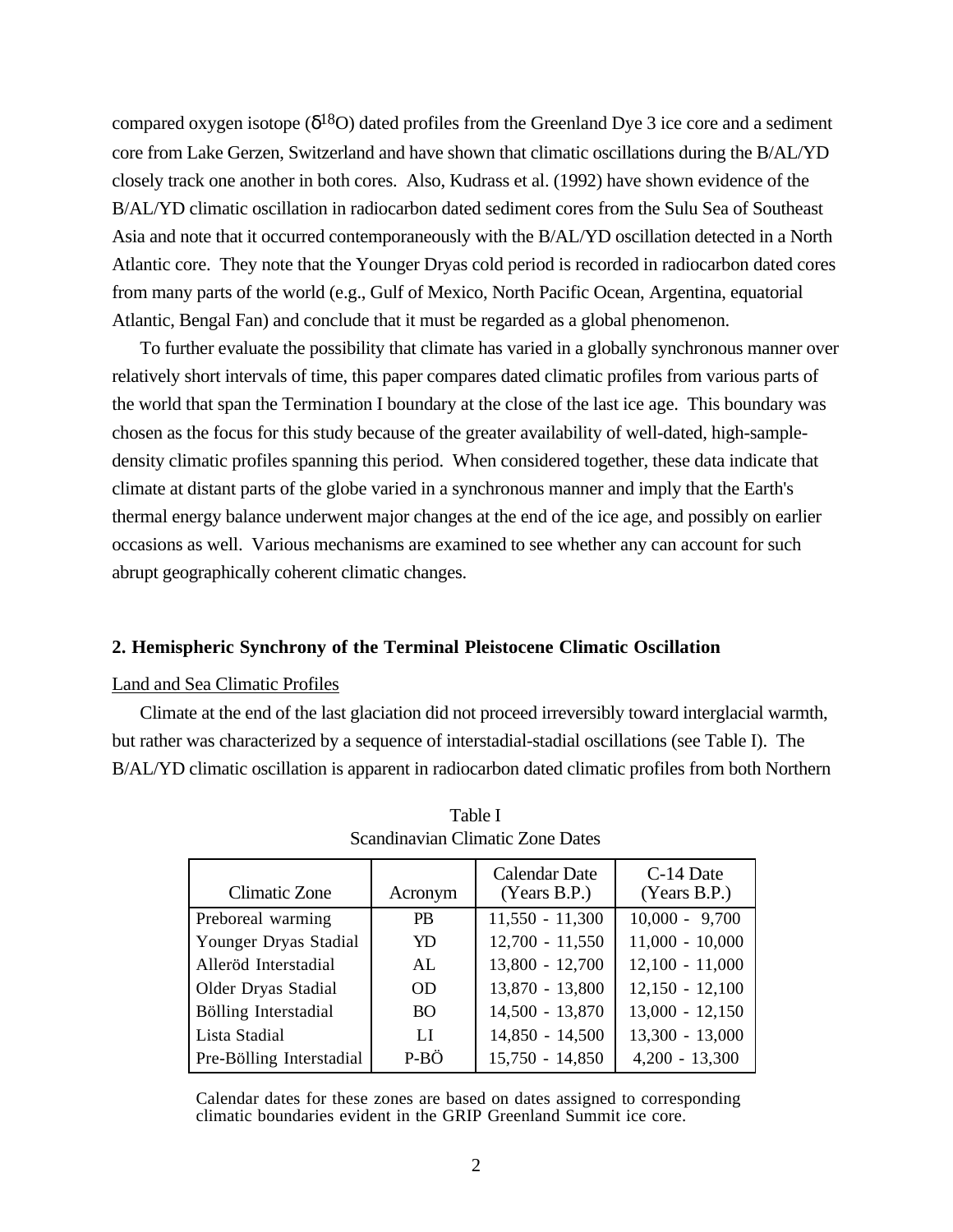compared oxygen isotope ($\delta^{18}O$) dated profiles from the Greenland Dye 3 ice core and a sediment core from Lake Gerzen, Switzerland and have shown that climatic oscillations during the B/AL/YD closely track one another in both cores. Also, Kudrass et al. (1992) have shown evidence of the B/AL/YD climatic oscillation in radiocarbon dated sediment cores from the Sulu Sea of Southeast Asia and note that it occurred contemporaneously with the B/AL/YD oscillation detected in a North Atlantic core. They note that the Younger Dryas cold period is recorded in radiocarbon dated cores from many parts of the world (e.g., Gulf of Mexico, North Pacific Ocean, Argentina, equatorial Atlantic, Bengal Fan) and conclude that it must be regarded as a global phenomenon.

To further evaluate the possibility that climate has varied in a globally synchronous manner over relatively short intervals of time, this paper compares dated climatic profiles from various parts of the world that span the Termination I boundary at the close of the last ice age. This boundary was chosen as the focus for this study because of the greater availability of well-dated, high-sample-density climatic profiles spanning this period. When considered together, these data indicate that climate at distant parts of the globe varied in a synchronous manner and imply that the Earth's thermal energy balance underwent major changes at the end of the ice age, and possibly on earlier occasions as well. Various mechanisms are examined to see whether any can account for such abrupt geographically coherent climatic changes.

## 2. Hemispheric Synchrony of the Terminal Pleistocene Climatic Oscillation

Land and Sea Climatic Profiles

Climate at the end of the last glaciation did not proceed irreversibly toward interglacial warmth, but rather was characterized by a sequence of interstadial-stadial oscillations (see Table I). The B/AL/YD climatic oscillation is apparent in radiocarbon dated climatic profiles from both Northern

Table I
Scandinavian Climatic Zone Dates

| Climatic Zone | Acronym | Calendar Date (Years B.P.) | C-14 Date (Years B.P.) |
|---|---|---|---|
| Preboreal warming | PB | 11,550 - 11,300 | 10,000 - 9,700 |
| Younger Dryas Stadial | YD | 12,700 - 11,550 | 11,000 - 10,000 |
| Alleröd Interstadial | AL | 13,800 - 12,700 | 12,100 - 11,000 |
| Older Dryas Stadial | OD | 13,870 - 13,800 | 12,150 - 12,100 |
| Bölling Interstadial | BO | 14,500 - 13,870 | 13,000 - 12,150 |
| Lista Stadial | LI | 14,850 - 14,500 | 13,300 - 13,000 |
| Pre-Bölling Interstadial | P-BÖ | 15,750 - 14,850 | 4,200 - 13,300 |

Calendar dates for these zones are based on dates assigned to corresponding climatic boundaries evident in the GRIP Greenland Summit ice core.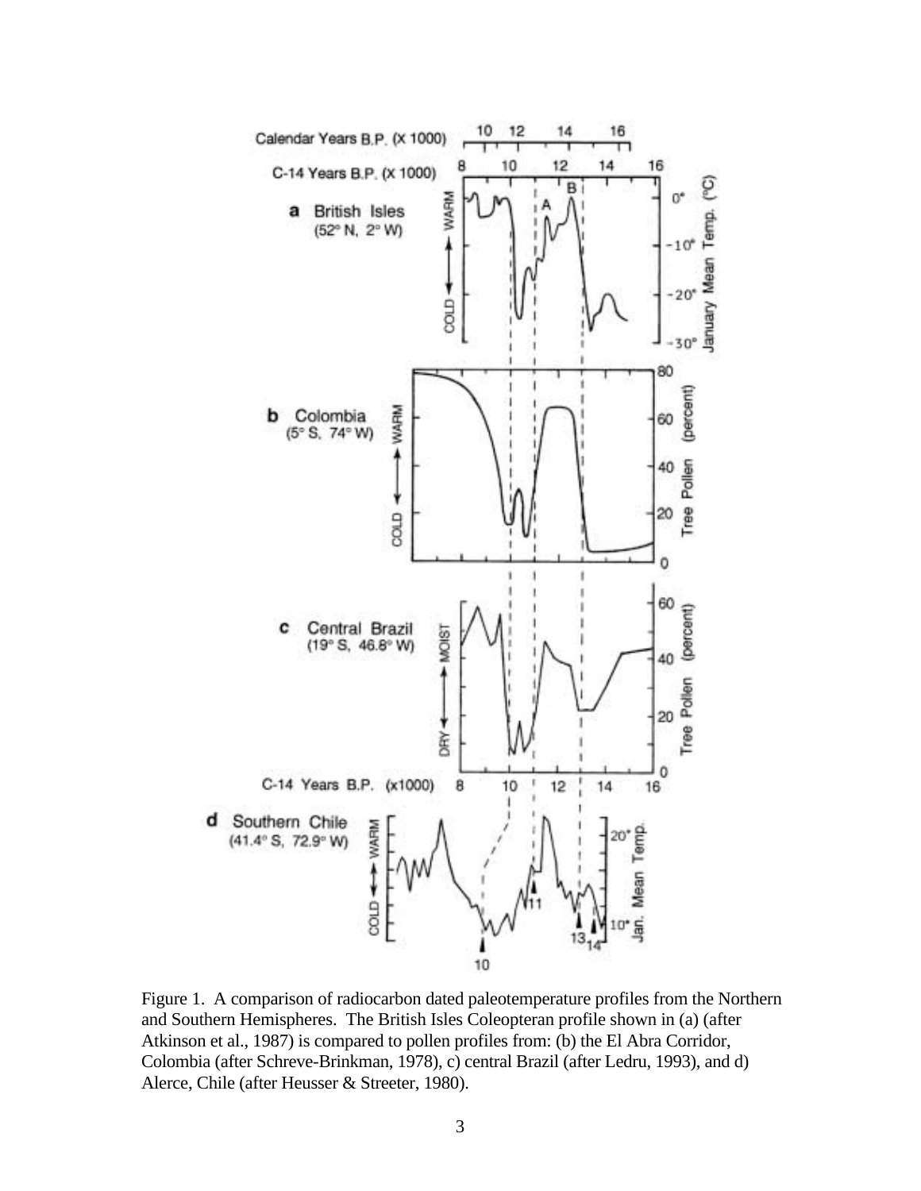Calendar Years B.P. (X 1000)
10 12 14 16
C-14 Years B.P. (X 1000)
8 10 12 14 16

a British Isles
(52° N, 2° W)
WARM
COLD
A
B
0°
-10°
-20°
-30°
January Mean Temp. (°C)

b Colombia
(5° S, 74° W)
WARM
COLD
80
60
40
20
0
Tree Pollen (percent)

c Central Brazil
(19° S, 46.8° W)
MOIST
DRY
60
40
20
0
Tree Pollen (percent)

C-14 Years B.P. (x1000)
8 10 12 14 16

d Southern Chile
(41.4° S, 72.9° W)
WARM
COLD
20°
10°
Jan. Mean Temp.
10
11
13
14

Figure 1. A comparison of radiocarbon dated paleotemperature profiles from the Northern and Southern Hemispheres. The British Isles Coleopteran profile shown in (a) (after Atkinson et al., 1987) is compared to pollen profiles from: (b) the El Abra Corridor, Colombia (after Schreve-Brinkman, 1978), c) central Brazil (after Ledru, 1993), and d) Alerce, Chile (after Heusser & Streeter, 1980).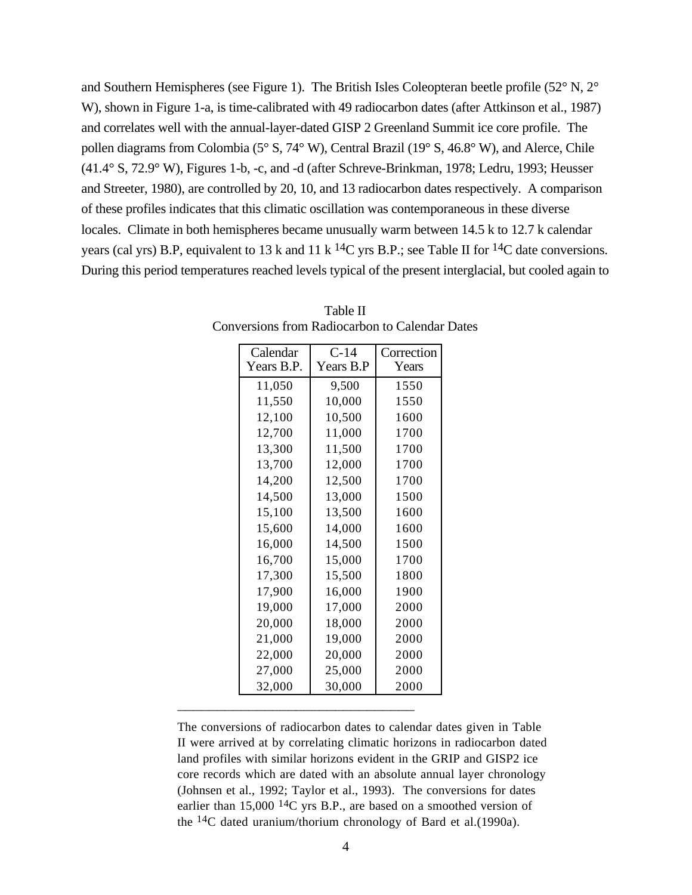and Southern Hemispheres (see Figure 1). The British Isles Coleopteran beetle profile (52° N, 2° W), shown in Figure 1-a, is time-calibrated with 49 radiocarbon dates (after Attkinson et al., 1987) and correlates well with the annual-layer-dated GISP 2 Greenland Summit ice core profile. The pollen diagrams from Colombia (5° S, 74° W), Central Brazil (19° S, 46.8° W), and Alerce, Chile (41.4° S, 72.9° W), Figures 1-b, -c, and -d (after Schreve-Brinkman, 1978; Ledru, 1993; Heusser and Streeter, 1980), are controlled by 20, 10, and 13 radiocarbon dates respectively. A comparison of these profiles indicates that this climatic oscillation was contemporaneous in these diverse locales. Climate in both hemispheres became unusually warm between 14.5 k to 12.7 k calendar years (cal yrs) B.P, equivalent to 13 k and 11 k $^{14}$C yrs B.P.; see Table II for $^{14}$C date conversions. During this period temperatures reached levels typical of the present interglacial, but cooled again to

Table II
Conversions from Radiocarbon to Calendar Dates

| Calendar Years B.P. | C-14 Years B.P | Correction Years |
|---|---|---|
| 11,050 | 9,500 | 1550 |
| 11,550 | 10,000 | 1550 |
| 12,100 | 10,500 | 1600 |
| 12,700 | 11,000 | 1700 |
| 13,300 | 11,500 | 1700 |
| 13,700 | 12,000 | 1700 |
| 14,200 | 12,500 | 1700 |
| 14,500 | 13,000 | 1500 |
| 15,100 | 13,500 | 1600 |
| 15,600 | 14,000 | 1600 |
| 16,000 | 14,500 | 1500 |
| 16,700 | 15,000 | 1700 |
| 17,300 | 15,500 | 1800 |
| 17,900 | 16,000 | 1900 |
| 19,000 | 17,000 | 2000 |
| 20,000 | 18,000 | 2000 |
| 21,000 | 19,000 | 2000 |
| 22,000 | 20,000 | 2000 |
| 27,000 | 25,000 | 2000 |
| 32,000 | 30,000 | 2000 |

---

The conversions of radiocarbon dates to calendar dates given in Table II were arrived at by correlating climatic horizons in radiocarbon dated land profiles with similar horizons evident in the GRIP and GISP2 ice core records which are dated with an absolute annual layer chronology (Johnsen et al., 1992; Taylor et al., 1993). The conversions for dates earlier than 15,000 $^{14}$C yrs B.P., are based on a smoothed version of the $^{14}$C dated uranium/thorium chronology of Bard et al.(1990a).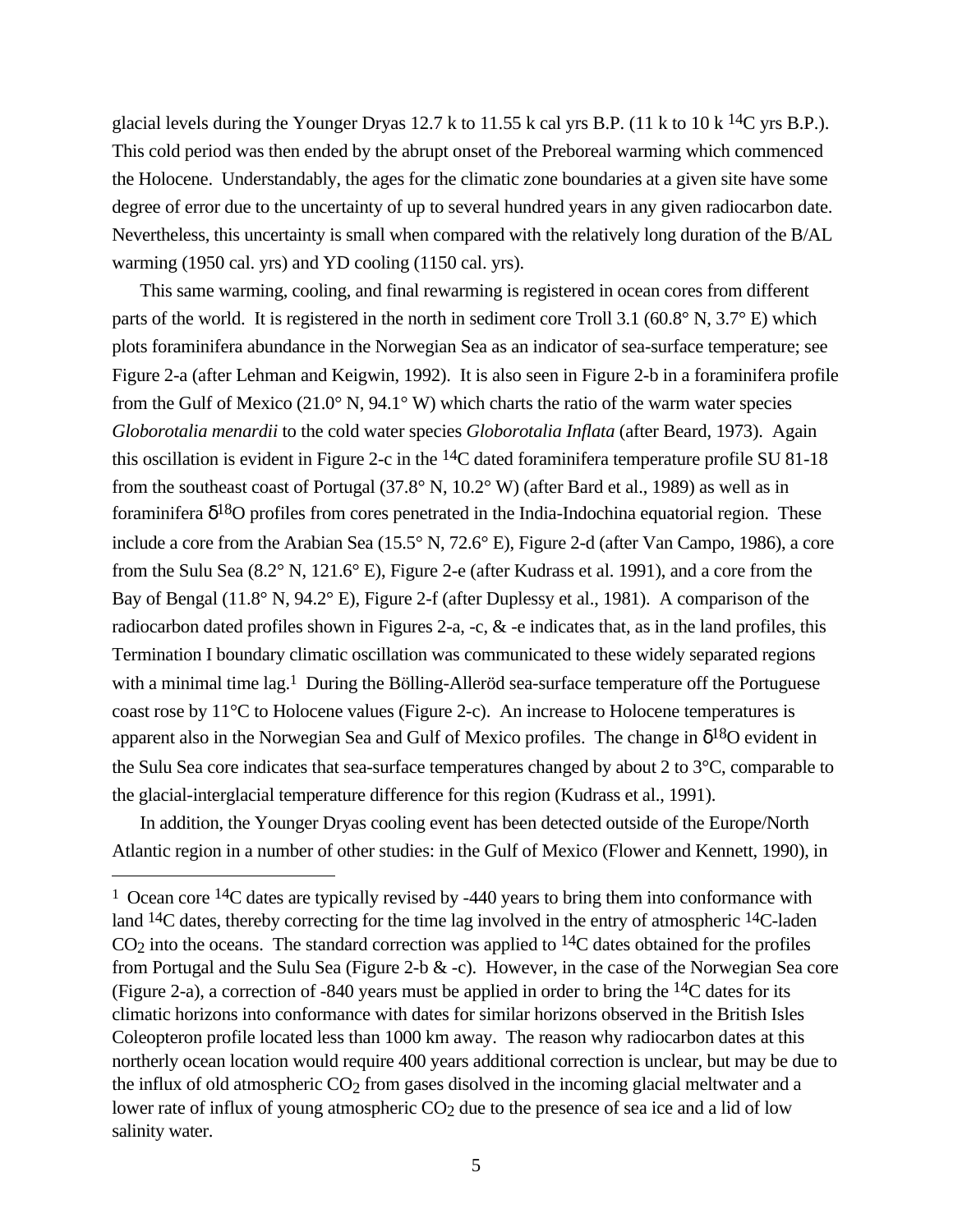glacial levels during the Younger Dryas 12.7 k to 11.55 k cal yrs B.P. (11 k to 10 k $^{14}$C yrs B.P.). This cold period was then ended by the abrupt onset of the Preboreal warming which commenced the Holocene. Understandably, the ages for the climatic zone boundaries at a given site have some degree of error due to the uncertainty of up to several hundred years in any given radiocarbon date. Nevertheless, this uncertainty is small when compared with the relatively long duration of the B/AL warming (1950 cal. yrs) and YD cooling (1150 cal. yrs).

This same warming, cooling, and final rewarming is registered in ocean cores from different parts of the world. It is registered in the north in sediment core Troll 3.1 (60.8° N, 3.7° E) which plots foraminifera abundance in the Norwegian Sea as an indicator of sea-surface temperature; see Figure 2-a (after Lehman and Keigwin, 1992). It is also seen in Figure 2-b in a foraminifera profile from the Gulf of Mexico (21.0° N, 94.1° W) which charts the ratio of the warm water species *Globorotalia menardii* to the cold water species *Globorotalia Inflata* (after Beard, 1973). Again this oscillation is evident in Figure 2-c in the $^{14}$C dated foraminifera temperature profile SU 81-18 from the southeast coast of Portugal (37.8° N, 10.2° W) (after Bard et al., 1989) as well as in foraminifera $\delta^{18}$O profiles from cores penetrated in the India-Indochina equatorial region. These include a core from the Arabian Sea (15.5° N, 72.6° E), Figure 2-d (after Van Campo, 1986), a core from the Sulu Sea (8.2° N, 121.6° E), Figure 2-e (after Kudrass et al. 1991), and a core from the Bay of Bengal (11.8° N, 94.2° E), Figure 2-f (after Duplessy et al., 1981). A comparison of the radiocarbon dated profiles shown in Figures 2-a, -c, & -e indicates that, as in the land profiles, this Termination I boundary climatic oscillation was communicated to these widely separated regions with a minimal time lag.[1] During the Bölling-Alleröd sea-surface temperature off the Portuguese coast rose by 11°C to Holocene values (Figure 2-c). An increase to Holocene temperatures is apparent also in the Norwegian Sea and Gulf of Mexico profiles. The change in $\delta^{18}$O evident in the Sulu Sea core indicates that sea-surface temperatures changed by about 2 to 3°C, comparable to the glacial-interglacial temperature difference for this region (Kudrass et al., 1991).

In addition, the Younger Dryas cooling event has been detected outside of the Europe/North Atlantic region in a number of other studies: in the Gulf of Mexico (Flower and Kennett, 1990), in

---

[1] Ocean core $^{14}$C dates are typically revised by -440 years to bring them into conformance with land $^{14}$C dates, thereby correcting for the time lag involved in the entry of atmospheric $^{14}$C-laden $CO_2$ into the oceans. The standard correction was applied to $^{14}$C dates obtained for the profiles from Portugal and the Sulu Sea (Figure 2-b & -c). However, in the case of the Norwegian Sea core (Figure 2-a), a correction of -840 years must be applied in order to bring the $^{14}$C dates for its climatic horizons into conformance with dates for similar horizons observed in the British Isles Coleopteron profile located less than 1000 km away. The reason why radiocarbon dates at this northerly ocean location would require 400 years additional correction is unclear, but may be due to the influx of old atmospheric $CO_2$ from gases disolved in the incoming glacial meltwater and a lower rate of influx of young atmospheric $CO_2$ due to the presence of sea ice and a lid of low salinity water.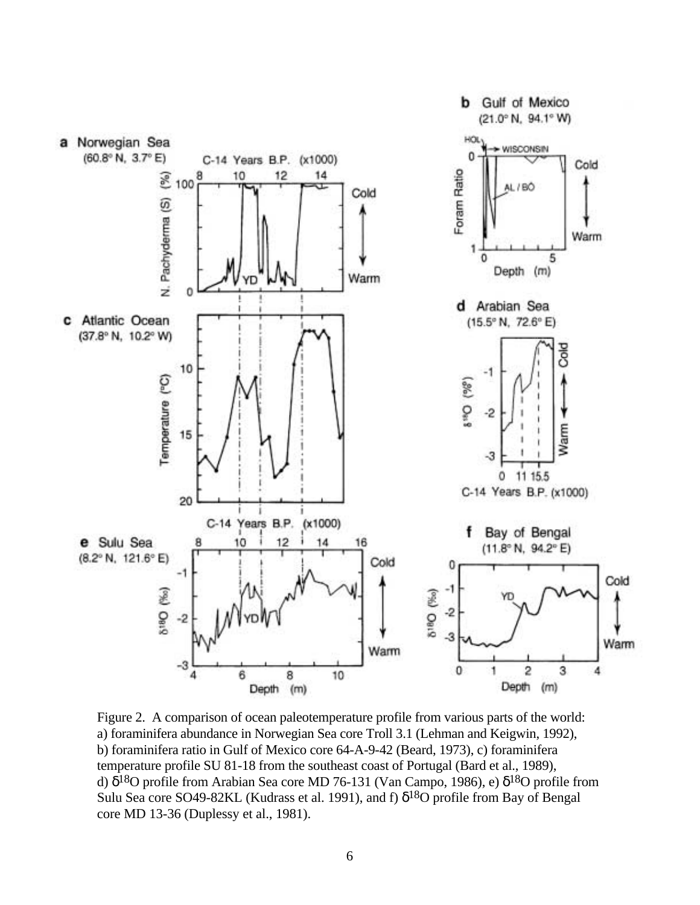a Norwegian Sea
(60.8° N, 3.7° E)
C-14 Years B.P. (x1000)
8 10 12 14
N. Pachyderma (S) (%)
100
0
YD
Cold
Warm

b Gulf of Mexico
(21.0° N, 94.1° W)
HOL
WISCONSIN
Foram Ratio
0
1
AL / BÖ
Cold
Warm
0 5
Depth (m)

c Atlantic Ocean
(37.8° N, 10.2° W)
Temperature (°C)
10
15
20

d Arabian Sea
(15.5° N, 72.6° E)
$\delta^{18}O$ (‰)
-1
-2
-3
Cold
Warm
0 11 15.5
C-14 Years B.P. (x1000)

C-14 Years B.P. (x1000)
8 10 12 14 16
e Sulu Sea
(8.2° N, 121.6° E)
$\delta^{18}O$ (‰)
-1
-2
-3
YD
Cold
Warm
4 6 8 10
Depth (m)

f Bay of Bengal
(11.8° N, 94.2° E)
$\delta^{18}O$ (‰)
0
-1
-2
-3
YD
Cold
Warm
0 1 2 3 4
Depth (m)

Figure 2. A comparison of ocean paleotemperature profile from various parts of the world: a) foraminifera abundance in Norwegian Sea core Troll 3.1 (Lehman and Keigwin, 1992), b) foraminifera ratio in Gulf of Mexico core 64-A-9-42 (Beard, 1973), c) foraminifera temperature profile SU 81-18 from the southeast coast of Portugal (Bard et al., 1989), d) $\delta^{18}O$ profile from Arabian Sea core MD 76-131 (Van Campo, 1986), e) $\delta^{18}O$ profile from Sulu Sea core SO49-82KL (Kudrass et al. 1991), and f) $\delta^{18}O$ profile from Bay of Bengal core MD 13-36 (Duplessy et al., 1981).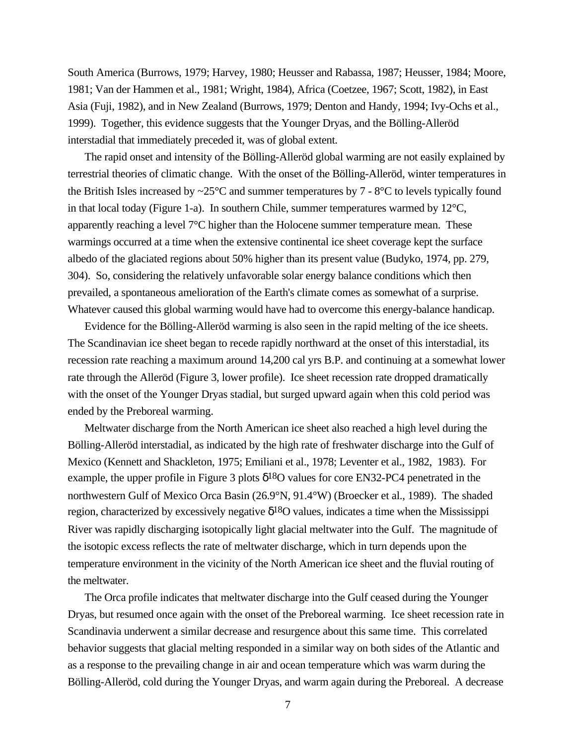South America (Burrows, 1979; Harvey, 1980; Heusser and Rabassa, 1987; Heusser, 1984; Moore, 1981; Van der Hammen et al., 1981; Wright, 1984), Africa (Coetzee, 1967; Scott, 1982), in East Asia (Fuji, 1982), and in New Zealand (Burrows, 1979; Denton and Handy, 1994; Ivy-Ochs et al., 1999). Together, this evidence suggests that the Younger Dryas, and the Bölling-Alleröd interstadial that immediately preceded it, was of global extent.

The rapid onset and intensity of the Bölling-Alleröd global warming are not easily explained by terrestrial theories of climatic change. With the onset of the Bölling-Alleröd, winter temperatures in the British Isles increased by ~25°C and summer temperatures by 7 - 8°C to levels typically found in that local today (Figure 1-a). In southern Chile, summer temperatures warmed by 12°C, apparently reaching a level 7°C higher than the Holocene summer temperature mean. These warmings occurred at a time when the extensive continental ice sheet coverage kept the surface albedo of the glaciated regions about 50% higher than its present value (Budyko, 1974, pp. 279, 304). So, considering the relatively unfavorable solar energy balance conditions which then prevailed, a spontaneous amelioration of the Earth's climate comes as somewhat of a surprise. Whatever caused this global warming would have had to overcome this energy-balance handicap.

Evidence for the Bölling-Alleröd warming is also seen in the rapid melting of the ice sheets. The Scandinavian ice sheet began to recede rapidly northward at the onset of this interstadial, its recession rate reaching a maximum around 14,200 cal yrs B.P. and continuing at a somewhat lower rate through the Alleröd (Figure 3, lower profile). Ice sheet recession rate dropped dramatically with the onset of the Younger Dryas stadial, but surged upward again when this cold period was ended by the Preboreal warming.

Meltwater discharge from the North American ice sheet also reached a high level during the Bölling-Alleröd interstadial, as indicated by the high rate of freshwater discharge into the Gulf of Mexico (Kennett and Shackleton, 1975; Emiliani et al., 1978; Leventer et al., 1982, 1983). For example, the upper profile in Figure 3 plots $\delta^{18}$O values for core EN32-PC4 penetrated in the northwestern Gulf of Mexico Orca Basin (26.9°N, 91.4°W) (Broecker et al., 1989). The shaded region, characterized by excessively negative $\delta^{18}$O values, indicates a time when the Mississippi River was rapidly discharging isotopically light glacial meltwater into the Gulf. The magnitude of the isotopic excess reflects the rate of meltwater discharge, which in turn depends upon the temperature environment in the vicinity of the North American ice sheet and the fluvial routing of the meltwater.

The Orca profile indicates that meltwater discharge into the Gulf ceased during the Younger Dryas, but resumed once again with the onset of the Preboreal warming. Ice sheet recession rate in Scandinavia underwent a similar decrease and resurgence about this same time. This correlated behavior suggests that glacial melting responded in a similar way on both sides of the Atlantic and as a response to the prevailing change in air and ocean temperature which was warm during the Bölling-Alleröd, cold during the Younger Dryas, and warm again during the Preboreal. A decrease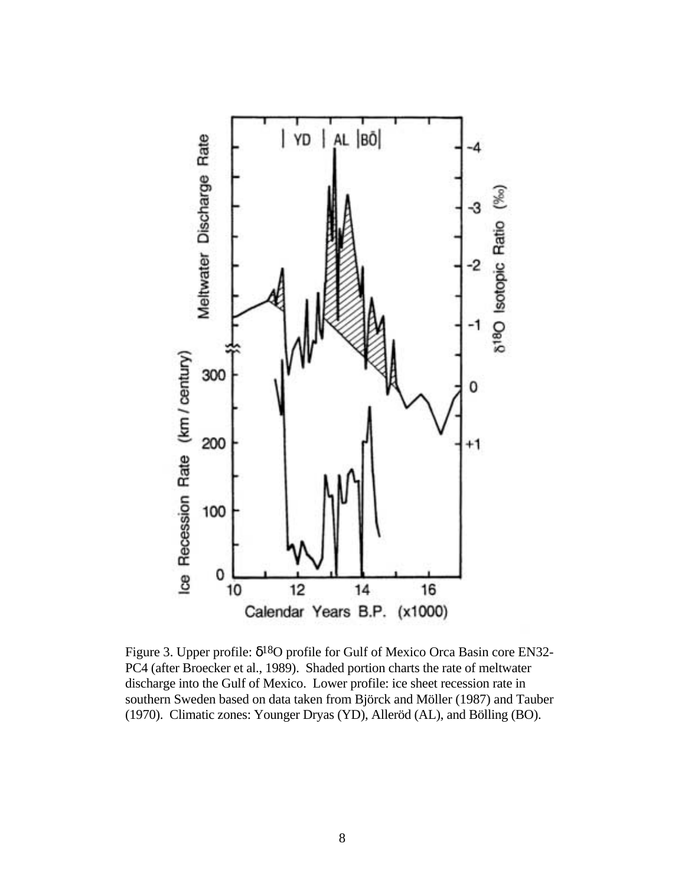YD | AL | BÖ

Meltwater Discharge Rate

δ18O Isotopic Ratio (‰)

-4
-3
-2
-1
0
+1

Ice Recession Rate (km / century)

300
200
100
0

10
12
14
16

Calendar Years B.P. (x1000)

Figure 3. Upper profile: $\delta^{18}O$ profile for Gulf of Mexico Orca Basin core EN32-PC4 (after Broecker et al., 1989). Shaded portion charts the rate of meltwater discharge into the Gulf of Mexico. Lower profile: ice sheet recession rate in southern Sweden based on data taken from Björck and Möller (1987) and Tauber (1970). Climatic zones: Younger Dryas (YD), Alleröd (AL), and Bölling (BO).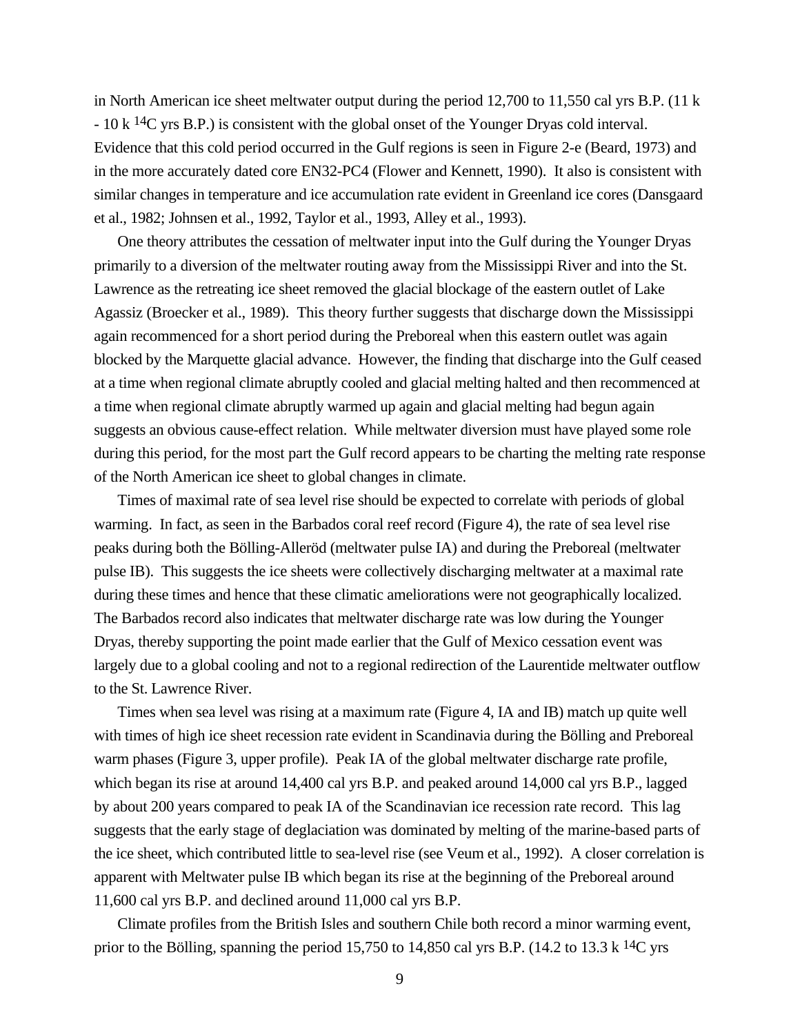in North American ice sheet meltwater output during the period 12,700 to 11,550 cal yrs B.P. (11 k - 10 k $^{14}$C yrs B.P.) is consistent with the global onset of the Younger Dryas cold interval. Evidence that this cold period occurred in the Gulf regions is seen in Figure 2-e (Beard, 1973) and in the more accurately dated core EN32-PC4 (Flower and Kennett, 1990). It also is consistent with similar changes in temperature and ice accumulation rate evident in Greenland ice cores (Dansgaard et al., 1982; Johnsen et al., 1992, Taylor et al., 1993, Alley et al., 1993).

One theory attributes the cessation of meltwater input into the Gulf during the Younger Dryas primarily to a diversion of the meltwater routing away from the Mississippi River and into the St. Lawrence as the retreating ice sheet removed the glacial blockage of the eastern outlet of Lake Agassiz (Broecker et al., 1989). This theory further suggests that discharge down the Mississippi again recommenced for a short period during the Preboreal when this eastern outlet was again blocked by the Marquette glacial advance. However, the finding that discharge into the Gulf ceased at a time when regional climate abruptly cooled and glacial melting halted and then recommenced at a time when regional climate abruptly warmed up again and glacial melting had begun again suggests an obvious cause-effect relation. While meltwater diversion must have played some role during this period, for the most part the Gulf record appears to be charting the melting rate response of the North American ice sheet to global changes in climate.

Times of maximal rate of sea level rise should be expected to correlate with periods of global warming. In fact, as seen in the Barbados coral reef record (Figure 4), the rate of sea level rise peaks during both the Bölling-Alleröd (meltwater pulse IA) and during the Preboreal (meltwater pulse IB). This suggests the ice sheets were collectively discharging meltwater at a maximal rate during these times and hence that these climatic ameliorations were not geographically localized. The Barbados record also indicates that meltwater discharge rate was low during the Younger Dryas, thereby supporting the point made earlier that the Gulf of Mexico cessation event was largely due to a global cooling and not to a regional redirection of the Laurentide meltwater outflow to the St. Lawrence River.

Times when sea level was rising at a maximum rate (Figure 4, IA and IB) match up quite well with times of high ice sheet recession rate evident in Scandinavia during the Bölling and Preboreal warm phases (Figure 3, upper profile). Peak IA of the global meltwater discharge rate profile, which began its rise at around 14,400 cal yrs B.P. and peaked around 14,000 cal yrs B.P., lagged by about 200 years compared to peak IA of the Scandinavian ice recession rate record. This lag suggests that the early stage of deglaciation was dominated by melting of the marine-based parts of the ice sheet, which contributed little to sea-level rise (see Veum et al., 1992). A closer correlation is apparent with Meltwater pulse IB which began its rise at the beginning of the Preboreal around 11,600 cal yrs B.P. and declined around 11,000 cal yrs B.P.

Climate profiles from the British Isles and southern Chile both record a minor warming event, prior to the Bölling, spanning the period 15,750 to 14,850 cal yrs B.P. (14.2 to 13.3 k $^{14}$C yrs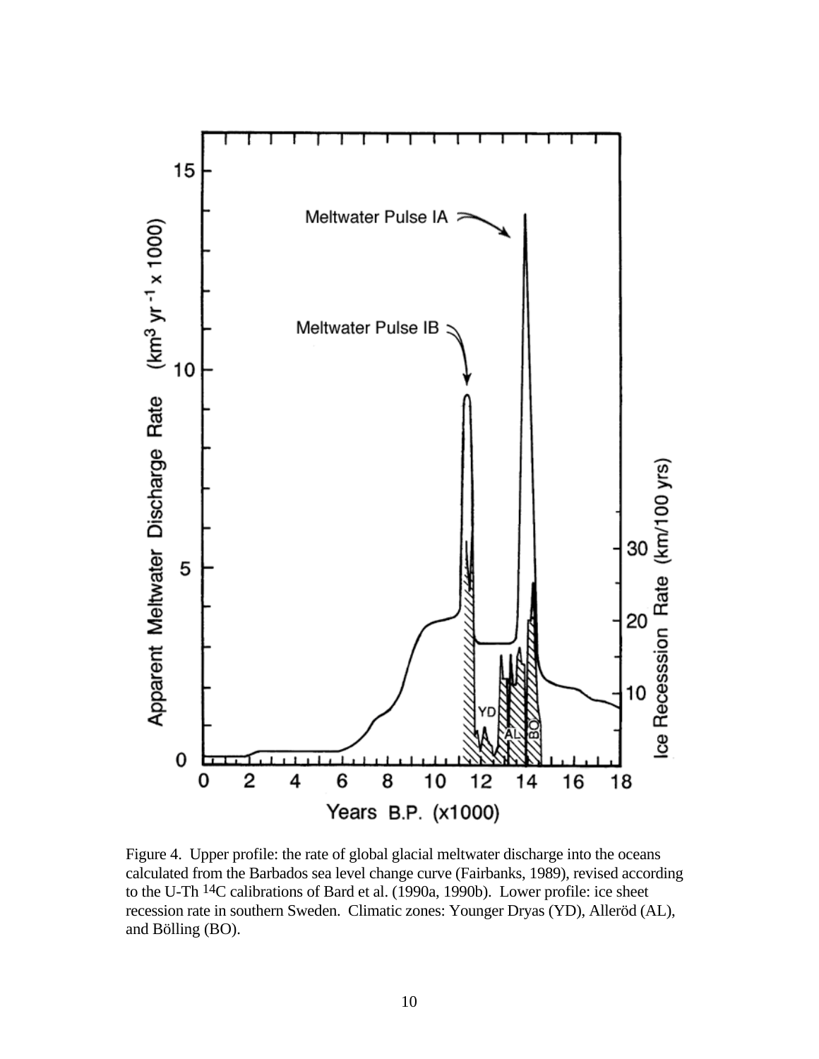Meltwater Pulse IA

Meltwater Pulse IB

Apparent Meltwater Discharge Rate (km$^3$ yr$^{-1}$ x 1000)

Ice Recession Rate (km/100 yrs)

Years B.P. (x1000)

0 2 4 6 8 10 12 14 16 18

0 5 10 15

10 20 30

YD AL BO

Figure 4. Upper profile: the rate of global glacial meltwater discharge into the oceans calculated from the Barbados sea level change curve (Fairbanks, 1989), revised according to the U-Th $^{14}$C calibrations of Bard et al. (1990a, 1990b). Lower profile: ice sheet recession rate in southern Sweden. Climatic zones: Younger Dryas (YD), Alleröd (AL), and Bölling (BO).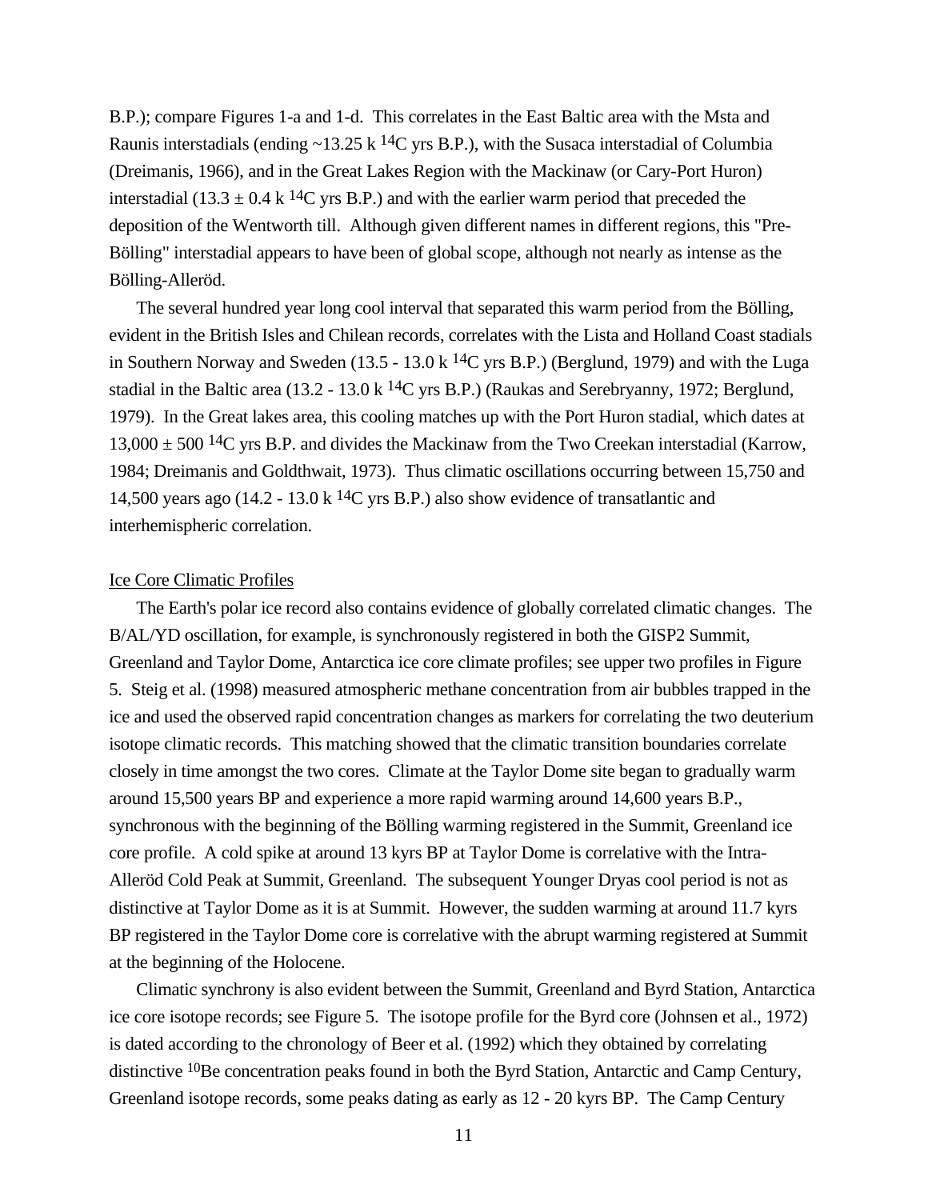B.P.); compare Figures 1-a and 1-d. This correlates in the East Baltic area with the Msta and Raunis interstadials (ending ~13.25 k $^{14}C$ yrs B.P.), with the Susaca interstadial of Columbia (Dreimanis, 1966), and in the Great Lakes Region with the Mackinaw (or Cary-Port Huron) interstadial (13.3 ± 0.4 k $^{14}C$ yrs B.P.) and with the earlier warm period that preceded the deposition of the Wentworth till. Although given different names in different regions, this "Pre-Bölling" interstadial appears to have been of global scope, although not nearly as intense as the Bölling-Alleröd.

The several hundred year long cool interval that separated this warm period from the Bölling, evident in the British Isles and Chilean records, correlates with the Lista and Holland Coast stadials in Southern Norway and Sweden (13.5 - 13.0 k $^{14}C$ yrs B.P.) (Berglund, 1979) and with the Luga stadial in the Baltic area (13.2 - 13.0 k $^{14}C$ yrs B.P.) (Raukas and Serebryanny, 1972; Berglund, 1979). In the Great lakes area, this cooling matches up with the Port Huron stadial, which dates at 13,000 ± 500 $^{14}C$ yrs B.P. and divides the Mackinaw from the Two Creekan interstadial (Karrow, 1984; Dreimanis and Goldthwait, 1973). Thus climatic oscillations occurring between 15,750 and 14,500 years ago (14.2 - 13.0 k $^{14}C$ yrs B.P.) also show evidence of transatlantic and interhemispheric correlation.

## Ice Core Climatic Profiles

The Earth's polar ice record also contains evidence of globally correlated climatic changes. The B/AL/YD oscillation, for example, is synchronously registered in both the GISP2 Summit, Greenland and Taylor Dome, Antarctica ice core climate profiles; see upper two profiles in Figure 5. Steig et al. (1998) measured atmospheric methane concentration from air bubbles trapped in the ice and used the observed rapid concentration changes as markers for correlating the two deuterium isotope climatic records. This matching showed that the climatic transition boundaries correlate closely in time amongst the two cores. Climate at the Taylor Dome site began to gradually warm around 15,500 years BP and experience a more rapid warming around 14,600 years B.P., synchronous with the beginning of the Bölling warming registered in the Summit, Greenland ice core profile. A cold spike at around 13 kyrs BP at Taylor Dome is correlative with the Intra-Alleröd Cold Peak at Summit, Greenland. The subsequent Younger Dryas cool period is not as distinctive at Taylor Dome as it is at Summit. However, the sudden warming at around 11.7 kyrs BP registered in the Taylor Dome core is correlative with the abrupt warming registered at Summit at the beginning of the Holocene.

Climatic synchrony is also evident between the Summit, Greenland and Byrd Station, Antarctica ice core isotope records; see Figure 5. The isotope profile for the Byrd core (Johnsen et al., 1972) is dated according to the chronology of Beer et al. (1992) which they obtained by correlating distinctive $^{10}Be$ concentration peaks found in both the Byrd Station, Antarctic and Camp Century, Greenland isotope records, some peaks dating as early as 12 - 20 kyrs BP. The Camp Century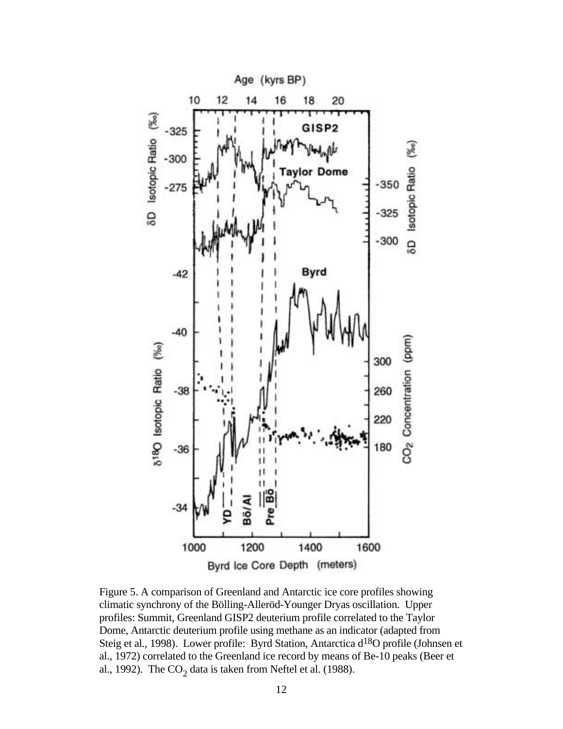Age (kyrs BP)

10 12 14 16 18 20

GISP2

Taylor Dome

Byrd

δD Isotopic Ratio (‰)

-325
-300
-275

δD Isotopic Ratio (‰)

-350
-325
-300

$\delta^{18}O$ Isotopic Ratio (‰)

-42
-40
-38
-36
-34

$CO_2$ Concentration (ppm)

300
260
220
180

YD

Bö/Al

Pre Bö

1000 1200 1400 1600

Byrd Ice Core Depth (meters)

Figure 5. A comparison of Greenland and Antarctic ice core profiles showing climatic synchrony of the Bölling-Alleröd-Younger Dryas oscillation. Upper profiles: Summit, Greenland GISP2 deuterium profile correlated to the Taylor Dome, Antarctic deuterium profile using methane as an indicator (adapted from Steig et al., 1998). Lower profile: Byrd Station, Antarctica $d^{18}O$ profile (Johnsen et al., 1972) correlated to the Greenland ice record by means of Be-10 peaks (Beer et al., 1992). The $CO_2$ data is taken from Neftel et al. (1988).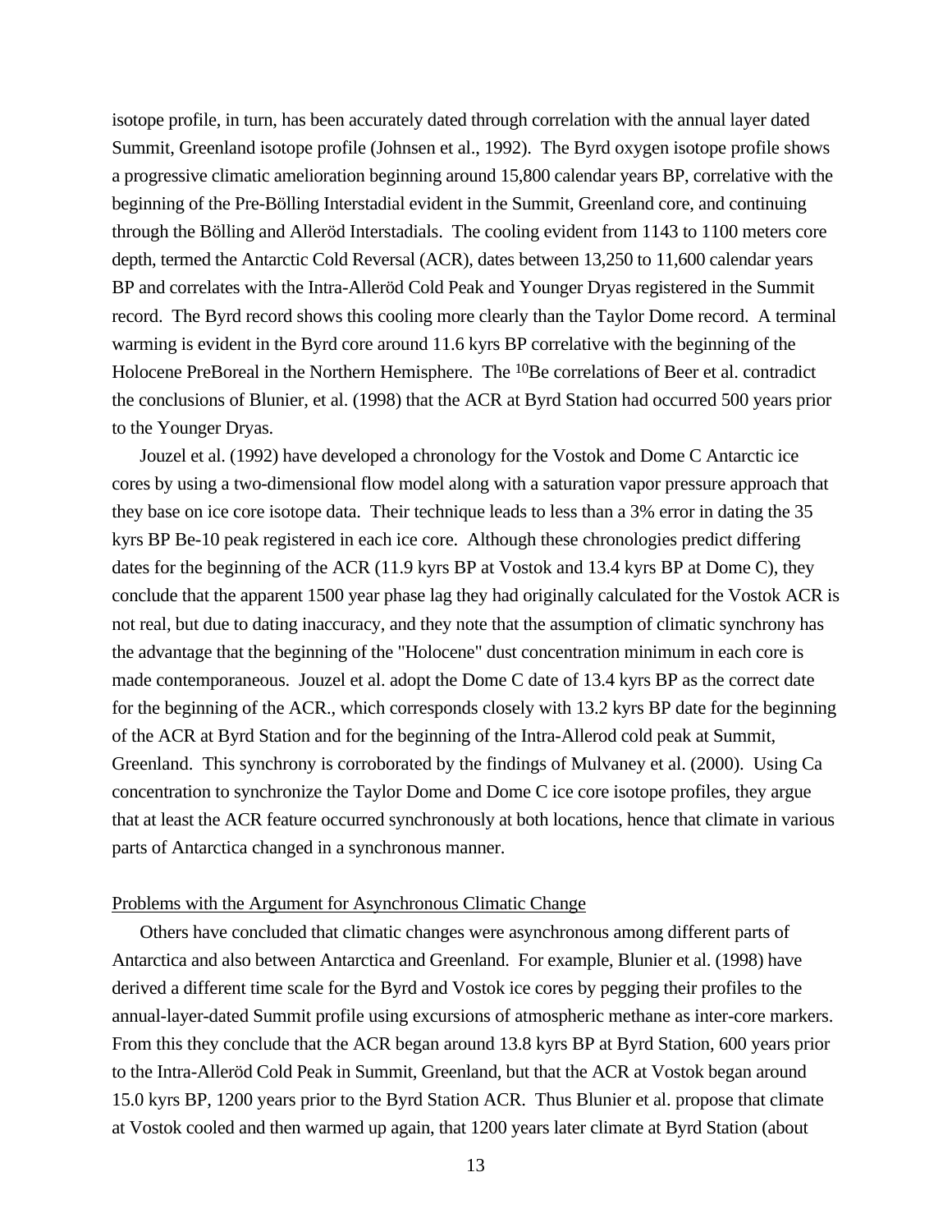isotope profile, in turn, has been accurately dated through correlation with the annual layer dated Summit, Greenland isotope profile (Johnsen et al., 1992). The Byrd oxygen isotope profile shows a progressive climatic amelioration beginning around 15,800 calendar years BP, correlative with the beginning of the Pre-Bölling Interstadial evident in the Summit, Greenland core, and continuing through the Bölling and Alleröd Interstadials. The cooling evident from 1143 to 1100 meters core depth, termed the Antarctic Cold Reversal (ACR), dates between 13,250 to 11,600 calendar years BP and correlates with the Intra-Alleröd Cold Peak and Younger Dryas registered in the Summit record. The Byrd record shows this cooling more clearly than the Taylor Dome record. A terminal warming is evident in the Byrd core around 11.6 kyrs BP correlative with the beginning of the Holocene PreBoreal in the Northern Hemisphere. The $^{10}$Be correlations of Beer et al. contradict the conclusions of Blunier, et al. (1998) that the ACR at Byrd Station had occurred 500 years prior to the Younger Dryas.

Jouzel et al. (1992) have developed a chronology for the Vostok and Dome C Antarctic ice cores by using a two-dimensional flow model along with a saturation vapor pressure approach that they base on ice core isotope data. Their technique leads to less than a 3% error in dating the 35 kyrs BP Be-10 peak registered in each ice core. Although these chronologies predict differing dates for the beginning of the ACR (11.9 kyrs BP at Vostok and 13.4 kyrs BP at Dome C), they conclude that the apparent 1500 year phase lag they had originally calculated for the Vostok ACR is not real, but due to dating inaccuracy, and they note that the assumption of climatic synchrony has the advantage that the beginning of the "Holocene" dust concentration minimum in each core is made contemporaneous. Jouzel et al. adopt the Dome C date of 13.4 kyrs BP as the correct date for the beginning of the ACR., which corresponds closely with 13.2 kyrs BP date for the beginning of the ACR at Byrd Station and for the beginning of the Intra-Allerod cold peak at Summit, Greenland. This synchrony is corroborated by the findings of Mulvaney et al. (2000). Using Ca concentration to synchronize the Taylor Dome and Dome C ice core isotope profiles, they argue that at least the ACR feature occurred synchronously at both locations, hence that climate in various parts of Antarctica changed in a synchronous manner.

Problems with the Argument for Asynchronous Climatic Change

Others have concluded that climatic changes were asynchronous among different parts of Antarctica and also between Antarctica and Greenland. For example, Blunier et al. (1998) have derived a different time scale for the Byrd and Vostok ice cores by pegging their profiles to the annual-layer-dated Summit profile using excursions of atmospheric methane as inter-core markers. From this they conclude that the ACR began around 13.8 kyrs BP at Byrd Station, 600 years prior to the Intra-Alleröd Cold Peak in Summit, Greenland, but that the ACR at Vostok began around 15.0 kyrs BP, 1200 years prior to the Byrd Station ACR. Thus Blunier et al. propose that climate at Vostok cooled and then warmed up again, that 1200 years later climate at Byrd Station (about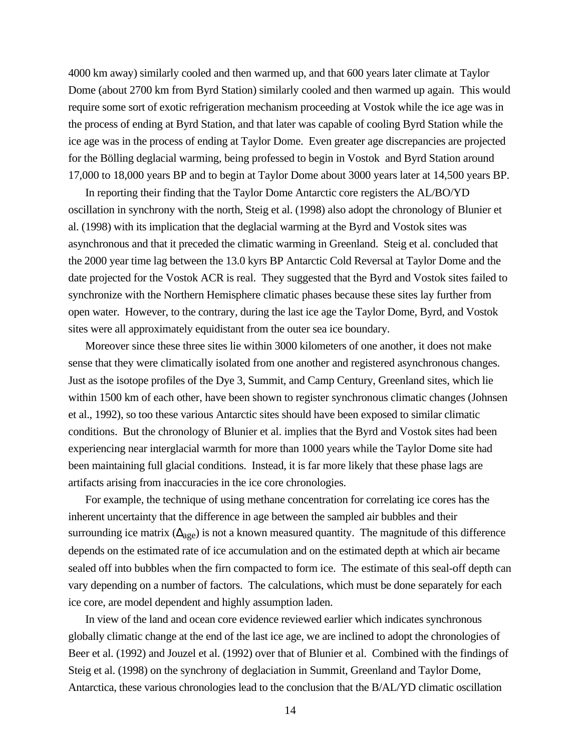4000 km away) similarly cooled and then warmed up, and that 600 years later climate at Taylor Dome (about 2700 km from Byrd Station) similarly cooled and then warmed up again. This would require some sort of exotic refrigeration mechanism proceeding at Vostok while the ice age was in the process of ending at Byrd Station, and that later was capable of cooling Byrd Station while the ice age was in the process of ending at Taylor Dome. Even greater age discrepancies are projected for the Bölling deglacial warming, being professed to begin in Vostok and Byrd Station around 17,000 to 18,000 years BP and to begin at Taylor Dome about 3000 years later at 14,500 years BP.

In reporting their finding that the Taylor Dome Antarctic core registers the AL/BO/YD oscillation in synchrony with the north, Steig et al. (1998) also adopt the chronology of Blunier et al. (1998) with its implication that the deglacial warming at the Byrd and Vostok sites was asynchronous and that it preceded the climatic warming in Greenland. Steig et al. concluded that the 2000 year time lag between the 13.0 kyrs BP Antarctic Cold Reversal at Taylor Dome and the date projected for the Vostok ACR is real. They suggested that the Byrd and Vostok sites failed to synchronize with the Northern Hemisphere climatic phases because these sites lay further from open water. However, to the contrary, during the last ice age the Taylor Dome, Byrd, and Vostok sites were all approximately equidistant from the outer sea ice boundary.

Moreover since these three sites lie within 3000 kilometers of one another, it does not make sense that they were climatically isolated from one another and registered asynchronous changes. Just as the isotope profiles of the Dye 3, Summit, and Camp Century, Greenland sites, which lie within 1500 km of each other, have been shown to register synchronous climatic changes (Johnsen et al., 1992), so too these various Antarctic sites should have been exposed to similar climatic conditions. But the chronology of Blunier et al. implies that the Byrd and Vostok sites had been experiencing near interglacial warmth for more than 1000 years while the Taylor Dome site had been maintaining full glacial conditions. Instead, it is far more likely that these phase lags are artifacts arising from inaccuracies in the ice core chronologies.

For example, the technique of using methane concentration for correlating ice cores has the inherent uncertainty that the difference in age between the sampled air bubbles and their surrounding ice matrix ($\Delta_{age}$) is not a known measured quantity. The magnitude of this difference depends on the estimated rate of ice accumulation and on the estimated depth at which air became sealed off into bubbles when the firn compacted to form ice. The estimate of this seal-off depth can vary depending on a number of factors. The calculations, which must be done separately for each ice core, are model dependent and highly assumption laden.

In view of the land and ocean core evidence reviewed earlier which indicates synchronous globally climatic change at the end of the last ice age, we are inclined to adopt the chronologies of Beer et al. (1992) and Jouzel et al. (1992) over that of Blunier et al. Combined with the findings of Steig et al. (1998) on the synchrony of deglaciation in Summit, Greenland and Taylor Dome, Antarctica, these various chronologies lead to the conclusion that the B/AL/YD climatic oscillation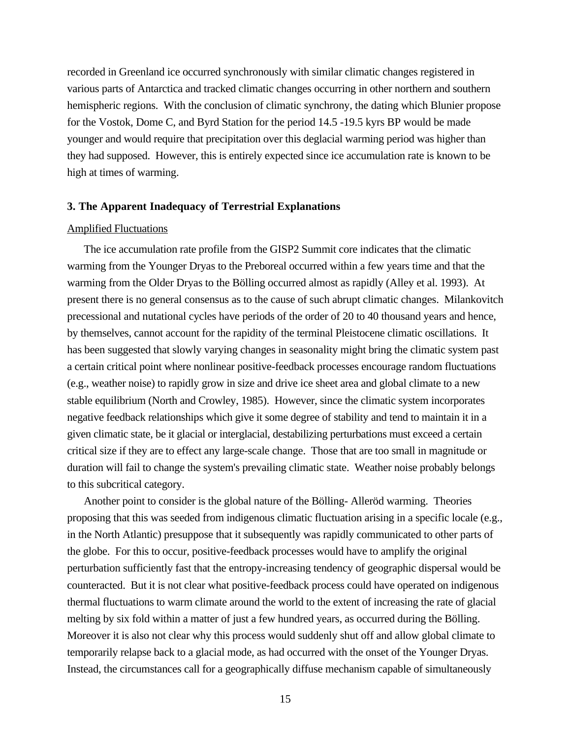recorded in Greenland ice occurred synchronously with similar climatic changes registered in various parts of Antarctica and tracked climatic changes occurring in other northern and southern hemispheric regions. With the conclusion of climatic synchrony, the dating which Blunier propose for the Vostok, Dome C, and Byrd Station for the period 14.5 -19.5 kyrs BP would be made younger and would require that precipitation over this deglacial warming period was higher than they had supposed. However, this is entirely expected since ice accumulation rate is known to be high at times of warming.

### 3. The Apparent Inadequacy of Terrestrial Explanations

Amplified Fluctuations

The ice accumulation rate profile from the GISP2 Summit core indicates that the climatic warming from the Younger Dryas to the Preboreal occurred within a few years time and that the warming from the Older Dryas to the Bölling occurred almost as rapidly (Alley et al. 1993). At present there is no general consensus as to the cause of such abrupt climatic changes. Milankovitch precessional and nutational cycles have periods of the order of 20 to 40 thousand years and hence, by themselves, cannot account for the rapidity of the terminal Pleistocene climatic oscillations. It has been suggested that slowly varying changes in seasonality might bring the climatic system past a certain critical point where nonlinear positive-feedback processes encourage random fluctuations (e.g., weather noise) to rapidly grow in size and drive ice sheet area and global climate to a new stable equilibrium (North and Crowley, 1985). However, since the climatic system incorporates negative feedback relationships which give it some degree of stability and tend to maintain it in a given climatic state, be it glacial or interglacial, destabilizing perturbations must exceed a certain critical size if they are to effect any large-scale change. Those that are too small in magnitude or duration will fail to change the system's prevailing climatic state. Weather noise probably belongs to this subcritical category.

Another point to consider is the global nature of the Bölling- Alleröd warming. Theories proposing that this was seeded from indigenous climatic fluctuation arising in a specific locale (e.g., in the North Atlantic) presuppose that it subsequently was rapidly communicated to other parts of the globe. For this to occur, positive-feedback processes would have to amplify the original perturbation sufficiently fast that the entropy-increasing tendency of geographic dispersal would be counteracted. But it is not clear what positive-feedback process could have operated on indigenous thermal fluctuations to warm climate around the world to the extent of increasing the rate of glacial melting by six fold within a matter of just a few hundred years, as occurred during the Bölling. Moreover it is also not clear why this process would suddenly shut off and allow global climate to temporarily relapse back to a glacial mode, as had occurred with the onset of the Younger Dryas. Instead, the circumstances call for a geographically diffuse mechanism capable of simultaneously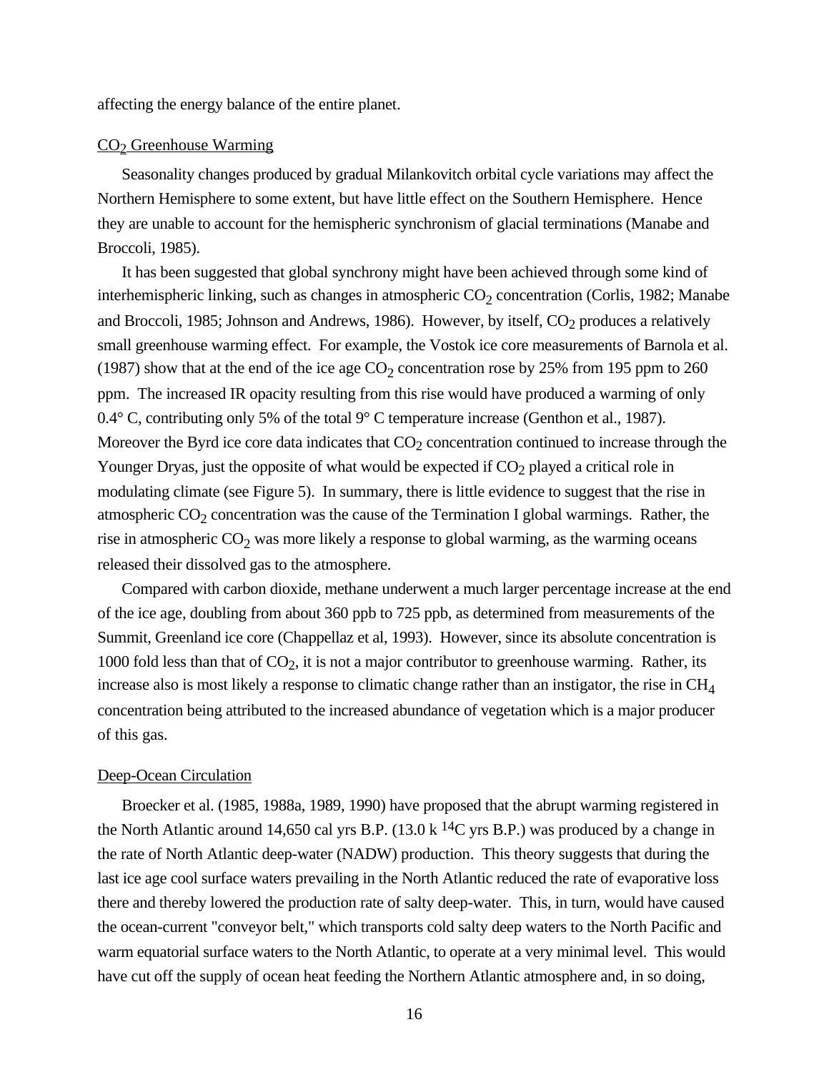affecting the energy balance of the entire planet.

## $CO_2$ Greenhouse Warming

Seasonality changes produced by gradual Milankovitch orbital cycle variations may affect the Northern Hemisphere to some extent, but have little effect on the Southern Hemisphere. Hence they are unable to account for the hemispheric synchronism of glacial terminations (Manabe and Broccoli, 1985).

It has been suggested that global synchrony might have been achieved through some kind of interhemispheric linking, such as changes in atmospheric $CO_2$ concentration (Corlis, 1982; Manabe and Broccoli, 1985; Johnson and Andrews, 1986). However, by itself, $CO_2$ produces a relatively small greenhouse warming effect. For example, the Vostok ice core measurements of Barnola et al. (1987) show that at the end of the ice age $CO_2$ concentration rose by 25% from 195 ppm to 260 ppm. The increased IR opacity resulting from this rise would have produced a warming of only 0.4° C, contributing only 5% of the total 9° C temperature increase (Genthon et al., 1987). Moreover the Byrd ice core data indicates that $CO_2$ concentration continued to increase through the Younger Dryas, just the opposite of what would be expected if $CO_2$ played a critical role in modulating climate (see Figure 5). In summary, there is little evidence to suggest that the rise in atmospheric $CO_2$ concentration was the cause of the Termination I global warmings. Rather, the rise in atmospheric $CO_2$ was more likely a response to global warming, as the warming oceans released their dissolved gas to the atmosphere.

Compared with carbon dioxide, methane underwent a much larger percentage increase at the end of the ice age, doubling from about 360 ppb to 725 ppb, as determined from measurements of the Summit, Greenland ice core (Chappellaz et al, 1993). However, since its absolute concentration is 1000 fold less than that of $CO_2$, it is not a major contributor to greenhouse warming. Rather, its increase also is most likely a response to climatic change rather than an instigator, the rise in $CH_4$ concentration being attributed to the increased abundance of vegetation which is a major producer of this gas.

## Deep-Ocean Circulation

Broecker et al. (1985, 1988a, 1989, 1990) have proposed that the abrupt warming registered in the North Atlantic around 14,650 cal yrs B.P. (13.0 k $^{14}$C yrs B.P.) was produced by a change in the rate of North Atlantic deep-water (NADW) production. This theory suggests that during the last ice age cool surface waters prevailing in the North Atlantic reduced the rate of evaporative loss there and thereby lowered the production rate of salty deep-water. This, in turn, would have caused the ocean-current "conveyor belt," which transports cold salty deep waters to the North Pacific and warm equatorial surface waters to the North Atlantic, to operate at a very minimal level. This would have cut off the supply of ocean heat feeding the Northern Atlantic atmosphere and, in so doing,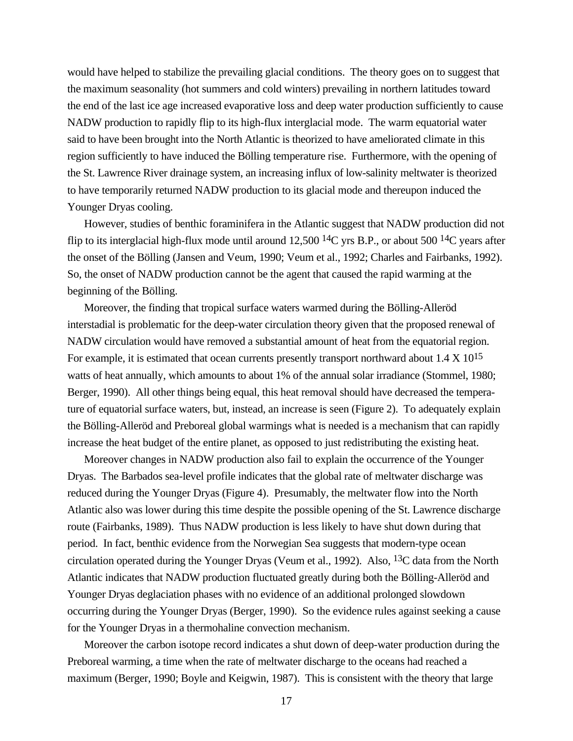would have helped to stabilize the prevailing glacial conditions. The theory goes on to suggest that the maximum seasonality (hot summers and cold winters) prevailing in northern latitudes toward the end of the last ice age increased evaporative loss and deep water production sufficiently to cause NADW production to rapidly flip to its high-flux interglacial mode. The warm equatorial water said to have been brought into the North Atlantic is theorized to have ameliorated climate in this region sufficiently to have induced the Bölling temperature rise. Furthermore, with the opening of the St. Lawrence River drainage system, an increasing influx of low-salinity meltwater is theorized to have temporarily returned NADW production to its glacial mode and thereupon induced the Younger Dryas cooling.

However, studies of benthic foraminifera in the Atlantic suggest that NADW production did not flip to its interglacial high-flux mode until around 12,500 $^{14}$C yrs B.P., or about 500 $^{14}$C years after the onset of the Bölling (Jansen and Veum, 1990; Veum et al., 1992; Charles and Fairbanks, 1992). So, the onset of NADW production cannot be the agent that caused the rapid warming at the beginning of the Bölling.

Moreover, the finding that tropical surface waters warmed during the Bölling-Alleröd interstadial is problematic for the deep-water circulation theory given that the proposed renewal of NADW circulation would have removed a substantial amount of heat from the equatorial region. For example, it is estimated that ocean currents presently transport northward about $1.4 \times 10^{15}$ watts of heat annually, which amounts to about 1% of the annual solar irradiance (Stommel, 1980; Berger, 1990). All other things being equal, this heat removal should have decreased the temperature of equatorial surface waters, but, instead, an increase is seen (Figure 2). To adequately explain the Bölling-Alleröd and Preboreal global warmings what is needed is a mechanism that can rapidly increase the heat budget of the entire planet, as opposed to just redistributing the existing heat.

Moreover changes in NADW production also fail to explain the occurrence of the Younger Dryas. The Barbados sea-level profile indicates that the global rate of meltwater discharge was reduced during the Younger Dryas (Figure 4). Presumably, the meltwater flow into the North Atlantic also was lower during this time despite the possible opening of the St. Lawrence discharge route (Fairbanks, 1989). Thus NADW production is less likely to have shut down during that period. In fact, benthic evidence from the Norwegian Sea suggests that modern-type ocean circulation operated during the Younger Dryas (Veum et al., 1992). Also, $^{13}$C data from the North Atlantic indicates that NADW production fluctuated greatly during both the Bölling-Alleröd and Younger Dryas deglaciation phases with no evidence of an additional prolonged slowdown occurring during the Younger Dryas (Berger, 1990). So the evidence rules against seeking a cause for the Younger Dryas in a thermohaline convection mechanism.

Moreover the carbon isotope record indicates a shut down of deep-water production during the Preboreal warming, a time when the rate of meltwater discharge to the oceans had reached a maximum (Berger, 1990; Boyle and Keigwin, 1987). This is consistent with the theory that large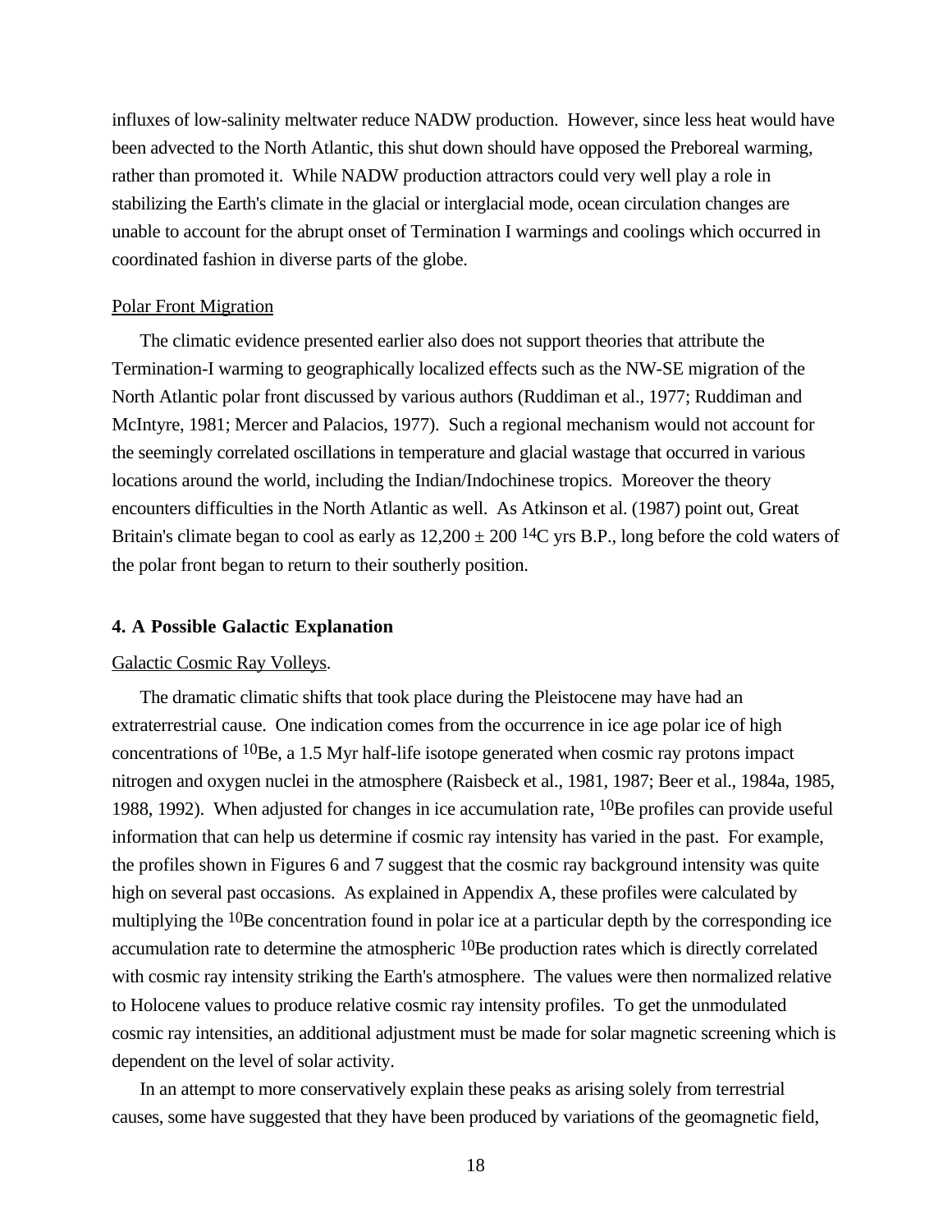influxes of low-salinity meltwater reduce NADW production. However, since less heat would have been advected to the North Atlantic, this shut down should have opposed the Preboreal warming, rather than promoted it. While NADW production attractors could very well play a role in stabilizing the Earth's climate in the glacial or interglacial mode, ocean circulation changes are unable to account for the abrupt onset of Termination I warmings and coolings which occurred in coordinated fashion in diverse parts of the globe.

Polar Front Migration

The climatic evidence presented earlier also does not support theories that attribute the Termination-I warming to geographically localized effects such as the NW-SE migration of the North Atlantic polar front discussed by various authors (Ruddiman et al., 1977; Ruddiman and McIntyre, 1981; Mercer and Palacios, 1977). Such a regional mechanism would not account for the seemingly correlated oscillations in temperature and glacial wastage that occurred in various locations around the world, including the Indian/Indochinese tropics. Moreover the theory encounters difficulties in the North Atlantic as well. As Atkinson et al. (1987) point out, Great Britain's climate began to cool as early as 12,200 ± 200 $^{14}$C yrs B.P., long before the cold waters of the polar front began to return to their southerly position.

## 4. A Possible Galactic Explanation

Galactic Cosmic Ray Volleys.

The dramatic climatic shifts that took place during the Pleistocene may have had an extraterrestrial cause. One indication comes from the occurrence in ice age polar ice of high concentrations of $^{10}$Be, a 1.5 Myr half-life isotope generated when cosmic ray protons impact nitrogen and oxygen nuclei in the atmosphere (Raisbeck et al., 1981, 1987; Beer et al., 1984a, 1985, 1988, 1992). When adjusted for changes in ice accumulation rate, $^{10}$Be profiles can provide useful information that can help us determine if cosmic ray intensity has varied in the past. For example, the profiles shown in Figures 6 and 7 suggest that the cosmic ray background intensity was quite high on several past occasions. As explained in Appendix A, these profiles were calculated by multiplying the $^{10}$Be concentration found in polar ice at a particular depth by the corresponding ice accumulation rate to determine the atmospheric $^{10}$Be production rates which is directly correlated with cosmic ray intensity striking the Earth's atmosphere. The values were then normalized relative to Holocene values to produce relative cosmic ray intensity profiles. To get the unmodulated cosmic ray intensities, an additional adjustment must be made for solar magnetic screening which is dependent on the level of solar activity.

In an attempt to more conservatively explain these peaks as arising solely from terrestrial causes, some have suggested that they have been produced by variations of the geomagnetic field,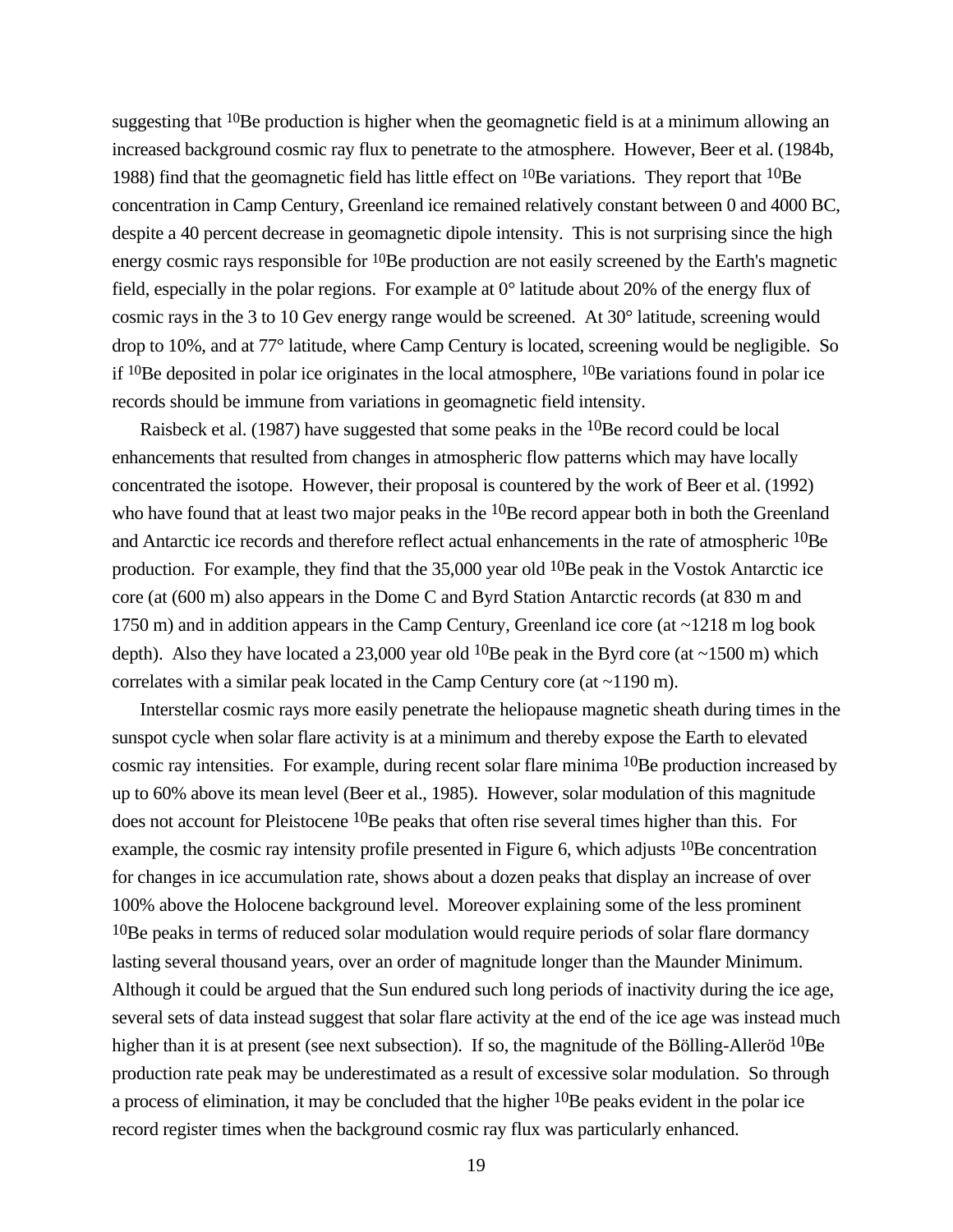suggesting that $^{10}Be$ production is higher when the geomagnetic field is at a minimum allowing an increased background cosmic ray flux to penetrate to the atmosphere. However, Beer et al. (1984b, 1988) find that the geomagnetic field has little effect on $^{10}Be$ variations. They report that $^{10}Be$ concentration in Camp Century, Greenland ice remained relatively constant between 0 and 4000 BC, despite a 40 percent decrease in geomagnetic dipole intensity. This is not surprising since the high energy cosmic rays responsible for $^{10}Be$ production are not easily screened by the Earth's magnetic field, especially in the polar regions. For example at 0° latitude about 20% of the energy flux of cosmic rays in the 3 to 10 Gev energy range would be screened. At 30° latitude, screening would drop to 10%, and at 77° latitude, where Camp Century is located, screening would be negligible. So if $^{10}Be$ deposited in polar ice originates in the local atmosphere, $^{10}Be$ variations found in polar ice records should be immune from variations in geomagnetic field intensity.

Raisbeck et al. (1987) have suggested that some peaks in the $^{10}Be$ record could be local enhancements that resulted from changes in atmospheric flow patterns which may have locally concentrated the isotope. However, their proposal is countered by the work of Beer et al. (1992) who have found that at least two major peaks in the $^{10}Be$ record appear both in both the Greenland and Antarctic ice records and therefore reflect actual enhancements in the rate of atmospheric $^{10}Be$ production. For example, they find that the 35,000 year old $^{10}Be$ peak in the Vostok Antarctic ice core (at (600 m) also appears in the Dome C and Byrd Station Antarctic records (at 830 m and 1750 m) and in addition appears in the Camp Century, Greenland ice core (at ~1218 m log book depth). Also they have located a 23,000 year old $^{10}Be$ peak in the Byrd core (at ~1500 m) which correlates with a similar peak located in the Camp Century core (at ~1190 m).

Interstellar cosmic rays more easily penetrate the heliopause magnetic sheath during times in the sunspot cycle when solar flare activity is at a minimum and thereby expose the Earth to elevated cosmic ray intensities. For example, during recent solar flare minima $^{10}Be$ production increased by up to 60% above its mean level (Beer et al., 1985). However, solar modulation of this magnitude does not account for Pleistocene $^{10}Be$ peaks that often rise several times higher than this. For example, the cosmic ray intensity profile presented in Figure 6, which adjusts $^{10}Be$ concentration for changes in ice accumulation rate, shows about a dozen peaks that display an increase of over 100% above the Holocene background level. Moreover explaining some of the less prominent $^{10}Be$ peaks in terms of reduced solar modulation would require periods of solar flare dormancy lasting several thousand years, over an order of magnitude longer than the Maunder Minimum. Although it could be argued that the Sun endured such long periods of inactivity during the ice age, several sets of data instead suggest that solar flare activity at the end of the ice age was instead much higher than it is at present (see next subsection). If so, the magnitude of the Bölling-Alleröd $^{10}Be$ production rate peak may be underestimated as a result of excessive solar modulation. So through a process of elimination, it may be concluded that the higher $^{10}Be$ peaks evident in the polar ice record register times when the background cosmic ray flux was particularly enhanced.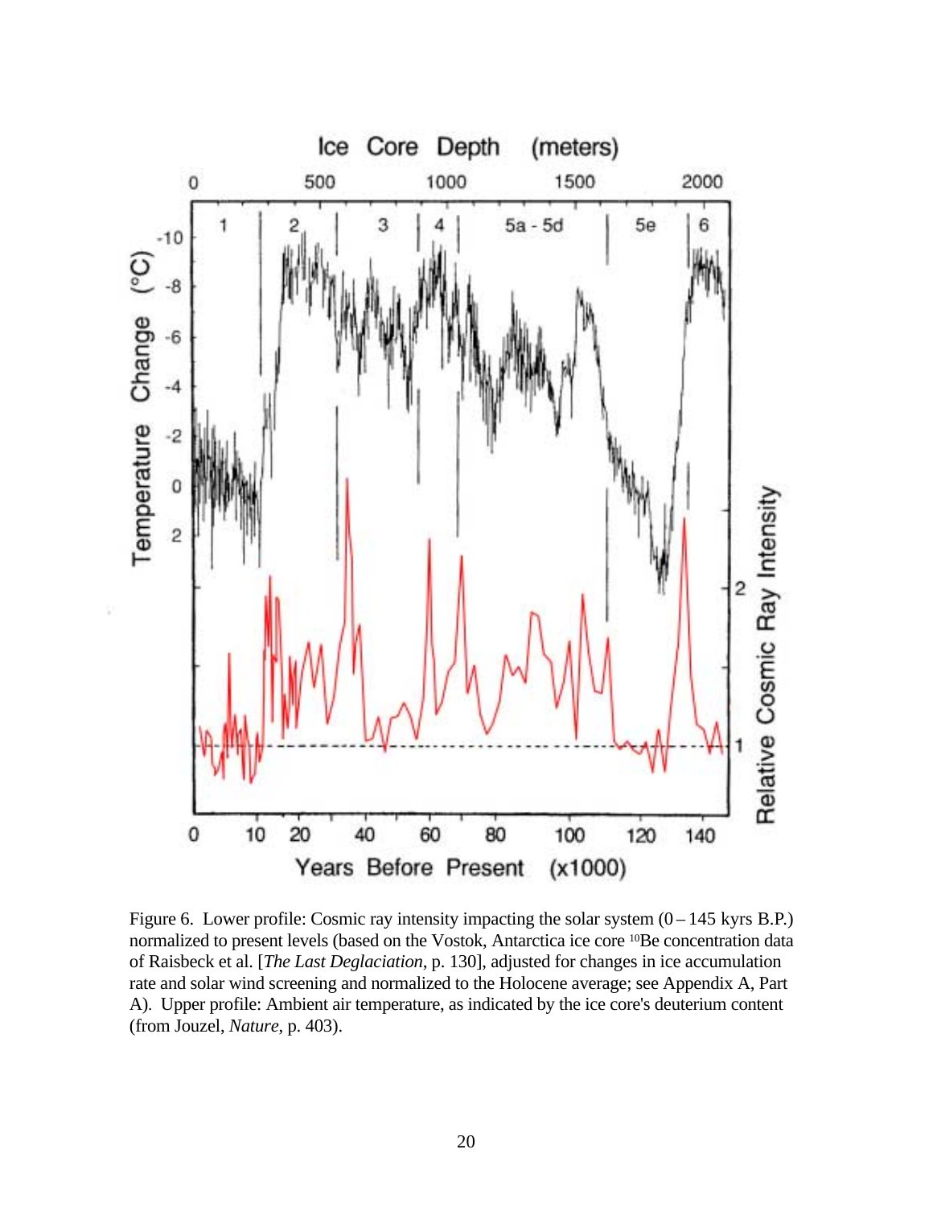Figure 6. Lower profile: Cosmic ray intensity impacting the solar system (0 – 145 kyrs B.P.) normalized to present levels (based on the Vostok, Antarctica ice core $^{10}$Be concentration data of Raisbeck et al. [*The Last Deglaciation*, p. 130], adjusted for changes in ice accumulation rate and solar wind screening and normalized to the Holocene average; see Appendix A, Part A). Upper profile: Ambient air temperature, as indicated by the ice core's deuterium content (from Jouzel, *Nature*, p. 403).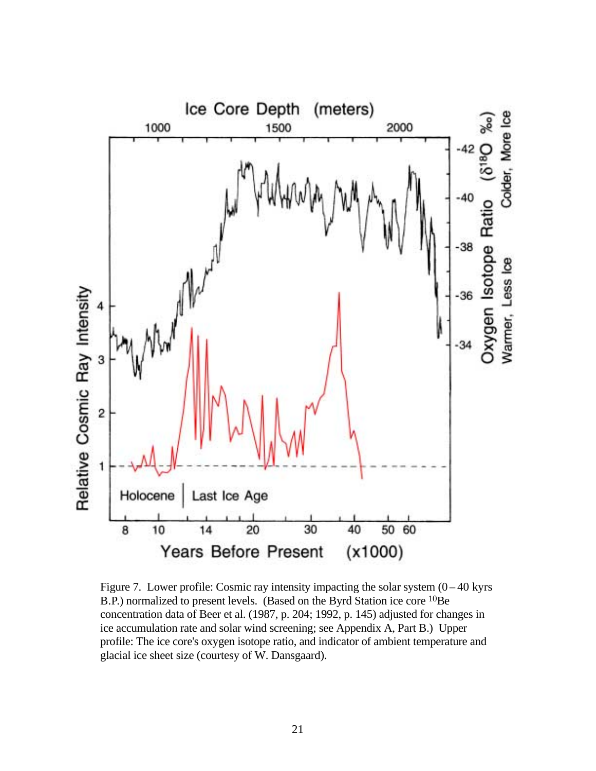Ice Core Depth (meters)

1000
1500
2000

Relative Cosmic Ray Intensity

4
3
2
1

Oxygen Isotope Ratio ($\delta^{18}O$ ‰)

-42
-40
-38
-36
-34

Colder, More Ice

Warmer, Less Ice

Holocene | Last Ice Age

8
10
14
20
30
40
50
60

Years Before Present (x1000)

Figure 7. Lower profile: Cosmic ray intensity impacting the solar system (0 – 40 kyrs B.P.) normalized to present levels. (Based on the Byrd Station ice core $^{10}Be$ concentration data of Beer et al. (1987, p. 204; 1992, p. 145) adjusted for changes in ice accumulation rate and solar wind screening; see Appendix A, Part B.) Upper profile: The ice core's oxygen isotope ratio, and indicator of ambient temperature and glacial ice sheet size (courtesy of W. Dansgaard).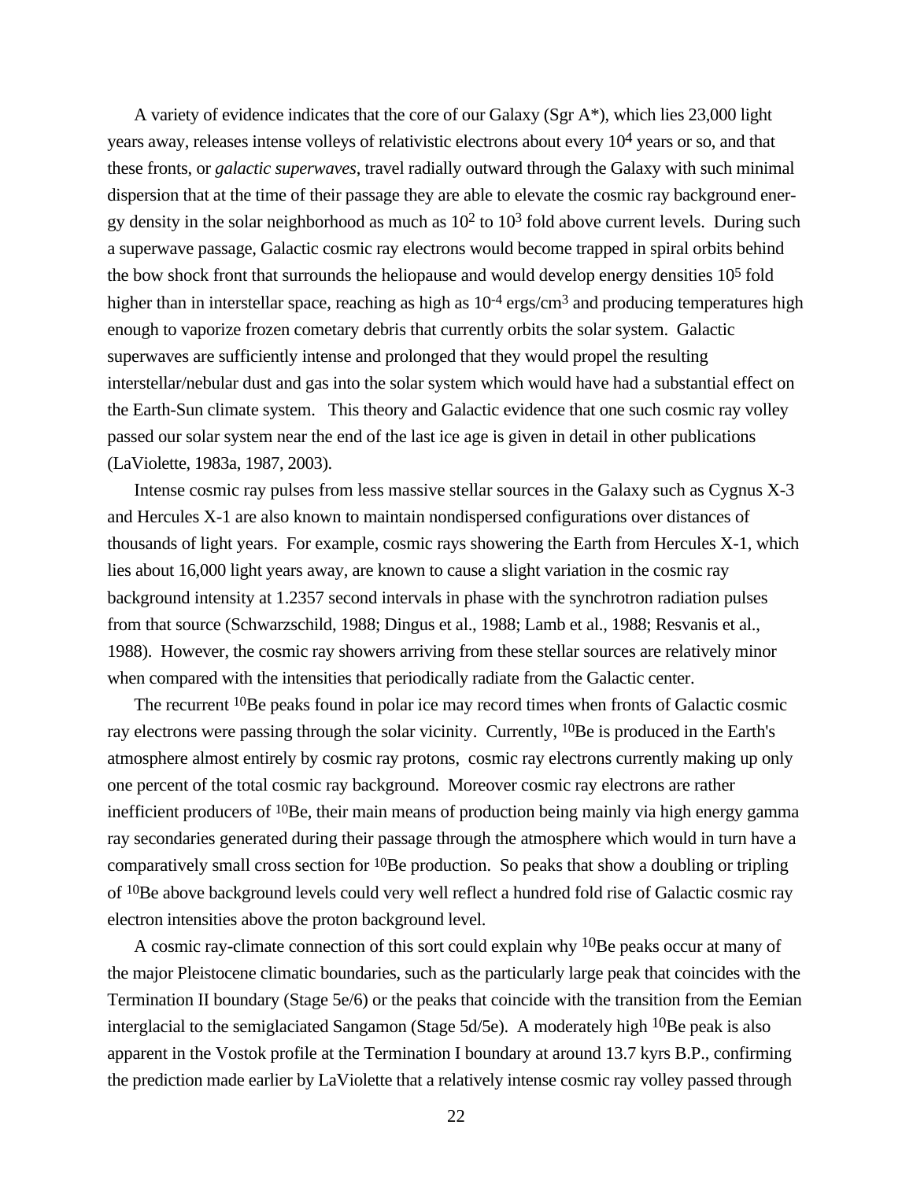A variety of evidence indicates that the core of our Galaxy (Sgr A*), which lies 23,000 light years away, releases intense volleys of relativistic electrons about every $10^4$ years or so, and that these fronts, or *galactic superwaves*, travel radially outward through the Galaxy with such minimal dispersion that at the time of their passage they are able to elevate the cosmic ray background energy density in the solar neighborhood as much as $10^2$ to $10^3$ fold above current levels. During such a superwave passage, Galactic cosmic ray electrons would become trapped in spiral orbits behind the bow shock front that surrounds the heliopause and would develop energy densities $10^5$ fold higher than in interstellar space, reaching as high as $10^{-4}$ ergs/cm$^3$ and producing temperatures high enough to vaporize frozen cometary debris that currently orbits the solar system. Galactic superwaves are sufficiently intense and prolonged that they would propel the resulting interstellar/nebular dust and gas into the solar system which would have had a substantial effect on the Earth-Sun climate system. This theory and Galactic evidence that one such cosmic ray volley passed our solar system near the end of the last ice age is given in detail in other publications (LaViolette, 1983a, 1987, 2003).

Intense cosmic ray pulses from less massive stellar sources in the Galaxy such as Cygnus X-3 and Hercules X-1 are also known to maintain nondispersed configurations over distances of thousands of light years. For example, cosmic rays showering the Earth from Hercules X-1, which lies about 16,000 light years away, are known to cause a slight variation in the cosmic ray background intensity at 1.2357 second intervals in phase with the synchrotron radiation pulses from that source (Schwarzschild, 1988; Dingus et al., 1988; Lamb et al., 1988; Resvanis et al., 1988). However, the cosmic ray showers arriving from these stellar sources are relatively minor when compared with the intensities that periodically radiate from the Galactic center.

The recurrent $^{10}$Be peaks found in polar ice may record times when fronts of Galactic cosmic ray electrons were passing through the solar vicinity. Currently, $^{10}$Be is produced in the Earth's atmosphere almost entirely by cosmic ray protons, cosmic ray electrons currently making up only one percent of the total cosmic ray background. Moreover cosmic ray electrons are rather inefficient producers of $^{10}$Be, their main means of production being mainly via high energy gamma ray secondaries generated during their passage through the atmosphere which would in turn have a comparatively small cross section for $^{10}$Be production. So peaks that show a doubling or tripling of $^{10}$Be above background levels could very well reflect a hundred fold rise of Galactic cosmic ray electron intensities above the proton background level.

A cosmic ray-climate connection of this sort could explain why $^{10}$Be peaks occur at many of the major Pleistocene climatic boundaries, such as the particularly large peak that coincides with the Termination II boundary (Stage 5e/6) or the peaks that coincide with the transition from the Eemian interglacial to the semiglaciated Sangamon (Stage 5d/5e). A moderately high $^{10}$Be peak is also apparent in the Vostok profile at the Termination I boundary at around 13.7 kyrs B.P., confirming the prediction made earlier by LaViolette that a relatively intense cosmic ray volley passed through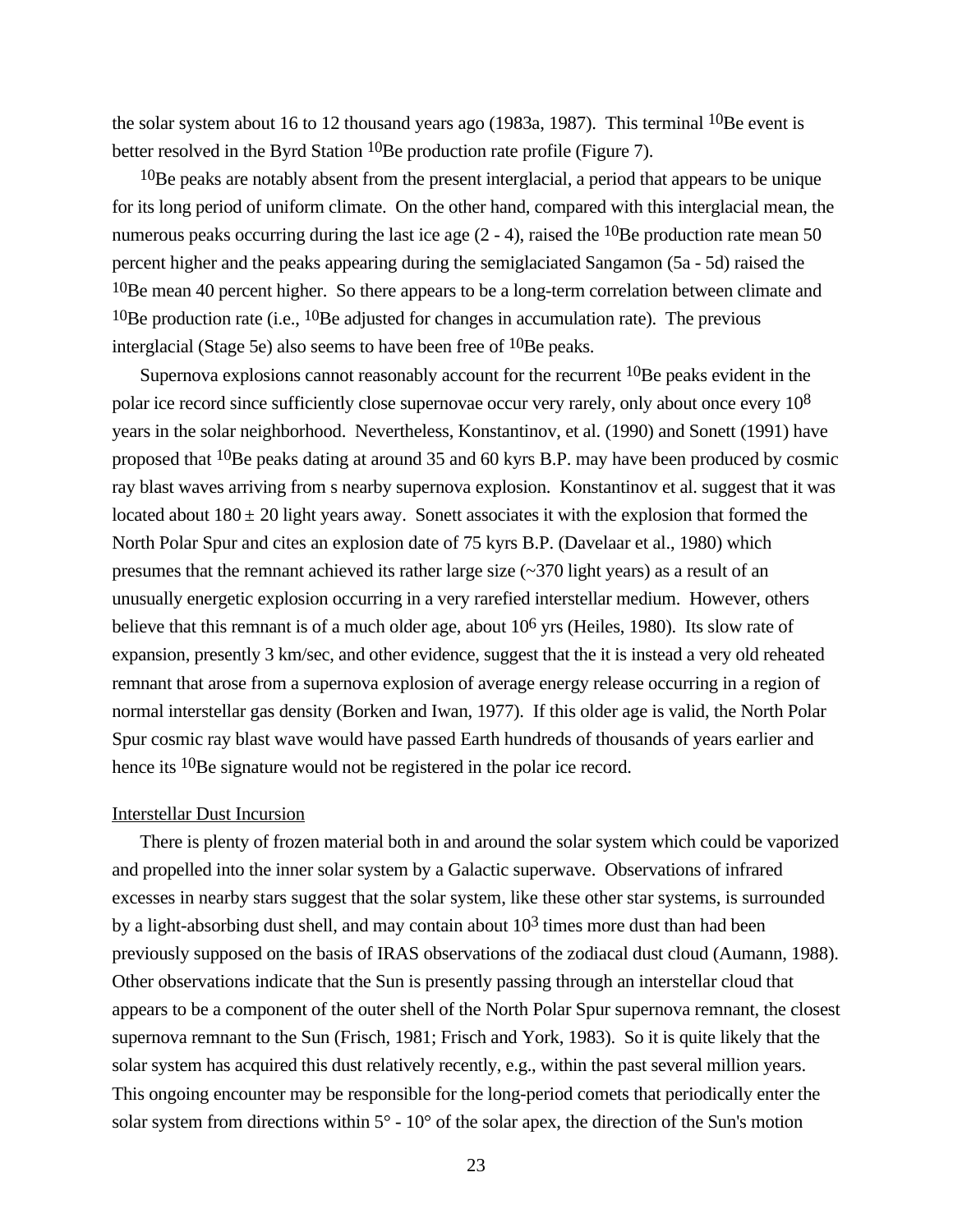the solar system about 16 to 12 thousand years ago (1983a, 1987). This terminal $^{10}$Be event is better resolved in the Byrd Station $^{10}$Be production rate profile (Figure 7).

$^{10}$Be peaks are notably absent from the present interglacial, a period that appears to be unique for its long period of uniform climate. On the other hand, compared with this interglacial mean, the numerous peaks occurring during the last ice age (2 - 4), raised the $^{10}$Be production rate mean 50 percent higher and the peaks appearing during the semiglaciated Sangamon (5a - 5d) raised the $^{10}$Be mean 40 percent higher. So there appears to be a long-term correlation between climate and $^{10}$Be production rate (i.e., $^{10}$Be adjusted for changes in accumulation rate). The previous interglacial (Stage 5e) also seems to have been free of $^{10}$Be peaks.

Supernova explosions cannot reasonably account for the recurrent $^{10}$Be peaks evident in the polar ice record since sufficiently close supernovae occur very rarely, only about once every $10^8$ years in the solar neighborhood. Nevertheless, Konstantinov, et al. (1990) and Sonett (1991) have proposed that $^{10}$Be peaks dating at around 35 and 60 kyrs B.P. may have been produced by cosmic ray blast waves arriving from s nearby supernova explosion. Konstantinov et al. suggest that it was located about $180 \pm 20$ light years away. Sonett associates it with the explosion that formed the North Polar Spur and cites an explosion date of 75 kyrs B.P. (Davelaar et al., 1980) which presumes that the remnant achieved its rather large size (~370 light years) as a result of an unusually energetic explosion occurring in a very rarefied interstellar medium. However, others believe that this remnant is of a much older age, about $10^6$ yrs (Heiles, 1980). Its slow rate of expansion, presently 3 km/sec, and other evidence, suggest that the it is instead a very old reheated remnant that arose from a supernova explosion of average energy release occurring in a region of normal interstellar gas density (Borken and Iwan, 1977). If this older age is valid, the North Polar Spur cosmic ray blast wave would have passed Earth hundreds of thousands of years earlier and hence its $^{10}$Be signature would not be registered in the polar ice record.

Interstellar Dust Incursion

There is plenty of frozen material both in and around the solar system which could be vaporized and propelled into the inner solar system by a Galactic superwave. Observations of infrared excesses in nearby stars suggest that the solar system, like these other star systems, is surrounded by a light-absorbing dust shell, and may contain about $10^3$ times more dust than had been previously supposed on the basis of IRAS observations of the zodiacal dust cloud (Aumann, 1988). Other observations indicate that the Sun is presently passing through an interstellar cloud that appears to be a component of the outer shell of the North Polar Spur supernova remnant, the closest supernova remnant to the Sun (Frisch, 1981; Frisch and York, 1983). So it is quite likely that the solar system has acquired this dust relatively recently, e.g., within the past several million years. This ongoing encounter may be responsible for the long-period comets that periodically enter the solar system from directions within 5° - 10° of the solar apex, the direction of the Sun's motion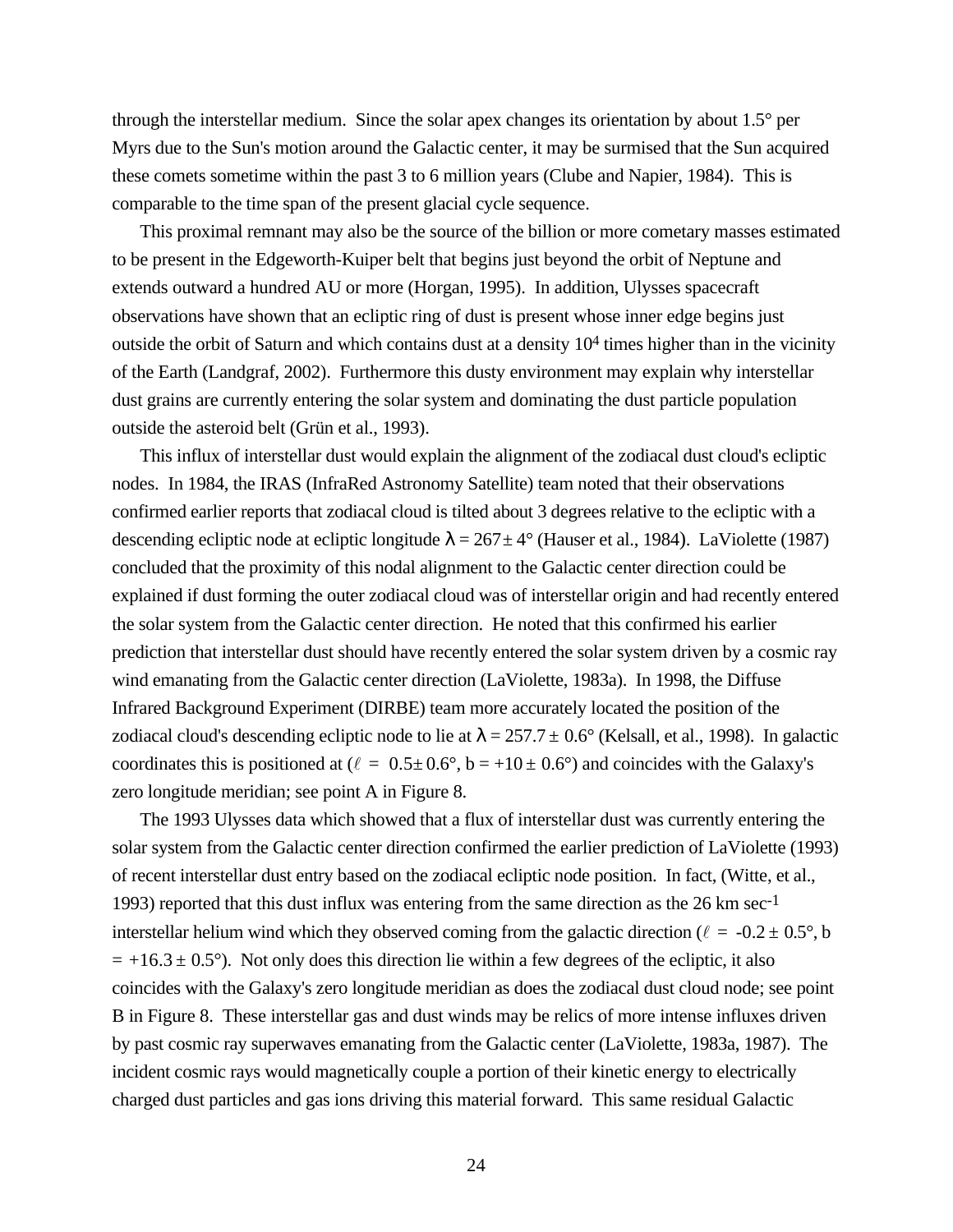through the interstellar medium. Since the solar apex changes its orientation by about 1.5° per Myrs due to the Sun's motion around the Galactic center, it may be surmised that the Sun acquired these comets sometime within the past 3 to 6 million years (Clube and Napier, 1984). This is comparable to the time span of the present glacial cycle sequence.

This proximal remnant may also be the source of the billion or more cometary masses estimated to be present in the Edgeworth-Kuiper belt that begins just beyond the orbit of Neptune and extends outward a hundred AU or more (Horgan, 1995). In addition, Ulysses spacecraft observations have shown that an ecliptic ring of dust is present whose inner edge begins just outside the orbit of Saturn and which contains dust at a density $10^4$ times higher than in the vicinity of the Earth (Landgraf, 2002). Furthermore this dusty environment may explain why interstellar dust grains are currently entering the solar system and dominating the dust particle population outside the asteroid belt (Grün et al., 1993).

This influx of interstellar dust would explain the alignment of the zodiacal dust cloud's ecliptic nodes. In 1984, the IRAS (InfraRed Astronomy Satellite) team noted that their observations confirmed earlier reports that zodiacal cloud is tilted about 3 degrees relative to the ecliptic with a descending ecliptic node at ecliptic longitude $\lambda = 267 \pm 4°$ (Hauser et al., 1984). LaViolette (1987) concluded that the proximity of this nodal alignment to the Galactic center direction could be explained if dust forming the outer zodiacal cloud was of interstellar origin and had recently entered the solar system from the Galactic center direction. He noted that this confirmed his earlier prediction that interstellar dust should have recently entered the solar system driven by a cosmic ray wind emanating from the Galactic center direction (LaViolette, 1983a). In 1998, the Diffuse Infrared Background Experiment (DIRBE) team more accurately located the position of the zodiacal cloud's descending ecliptic node to lie at $\lambda = 257.7 \pm 0.6°$ (Kelsall, et al., 1998). In galactic coordinates this is positioned at ($\ell = 0.5 \pm 0.6°$, b = +10 ± 0.6°) and coincides with the Galaxy's zero longitude meridian; see point A in Figure 8.

The 1993 Ulysses data which showed that a flux of interstellar dust was currently entering the solar system from the Galactic center direction confirmed the earlier prediction of LaViolette (1993) of recent interstellar dust entry based on the zodiacal ecliptic node position. In fact, (Witte, et al., 1993) reported that this dust influx was entering from the same direction as the 26 km $sec^{-1}$ interstellar helium wind which they observed coming from the galactic direction ($\ell = -0.2 \pm 0.5°$, b = +16.3 ± 0.5°). Not only does this direction lie within a few degrees of the ecliptic, it also coincides with the Galaxy's zero longitude meridian as does the zodiacal dust cloud node; see point B in Figure 8. These interstellar gas and dust winds may be relics of more intense influxes driven by past cosmic ray superwaves emanating from the Galactic center (LaViolette, 1983a, 1987). The incident cosmic rays would magnetically couple a portion of their kinetic energy to electrically charged dust particles and gas ions driving this material forward. This same residual Galactic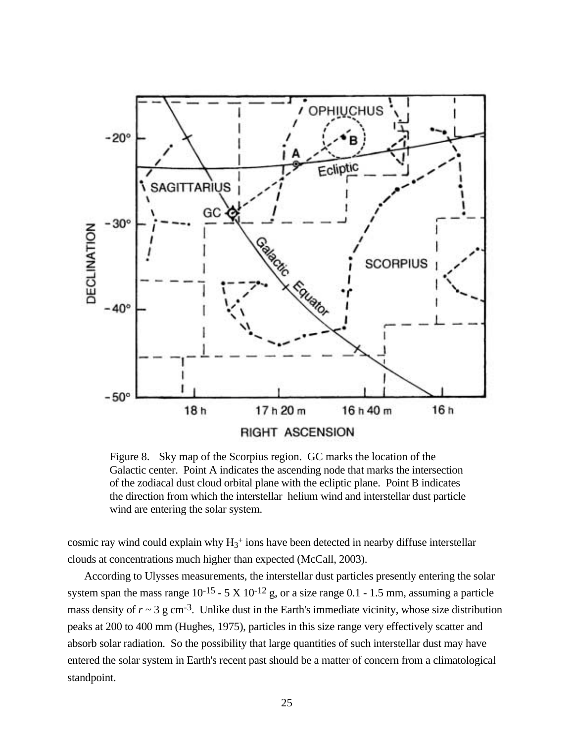DECLINATION

-20°

-30°

-40°

-50°

18 h

17 h 20 m

16 h 40 m

16 h

RIGHT ASCENSION

OPHIUCHUS

B

A

Ecliptic

SAGITTARIUS

GC

Galactic Equator

SCORPIUS

Figure 8. Sky map of the Scorpius region. GC marks the location of the Galactic center. Point A indicates the ascending node that marks the intersection of the zodiacal dust cloud orbital plane with the ecliptic plane. Point B indicates the direction from which the interstellar helium wind and interstellar dust particle wind are entering the solar system.

cosmic ray wind could explain why $H_3^+$ ions have been detected in nearby diffuse interstellar clouds at concentrations much higher than expected (McCall, 2003).

According to Ulysses measurements, the interstellar dust particles presently entering the solar system span the mass range $10^{-15}$ - 5 X $10^{-12}$ g, or a size range 0.1 - 1.5 mm, assuming a particle mass density of *r* ~ 3 g $cm^{-3}$. Unlike dust in the Earth's immediate vicinity, whose size distribution peaks at 200 to 400 mm (Hughes, 1975), particles in this size range very effectively scatter and absorb solar radiation. So the possibility that large quantities of such interstellar dust may have entered the solar system in Earth's recent past should be a matter of concern from a climatological standpoint.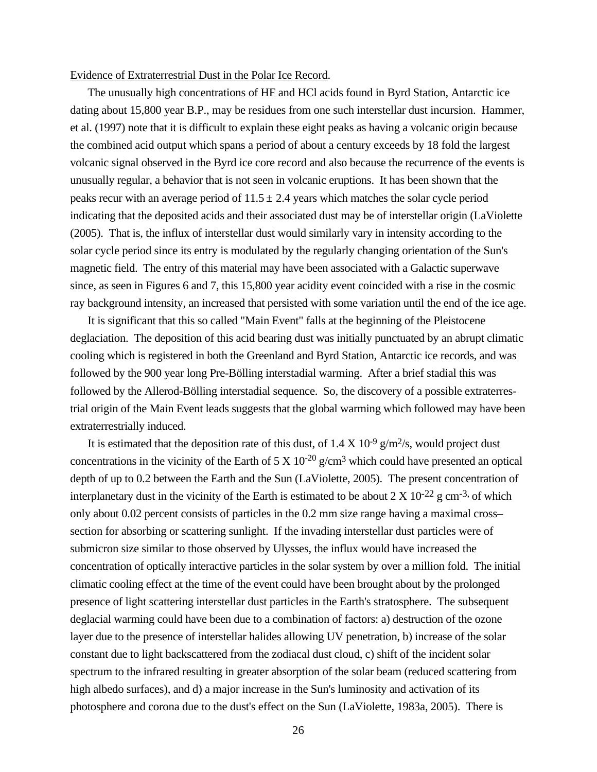Evidence of Extraterrestrial Dust in the Polar Ice Record.

The unusually high concentrations of HF and HCl acids found in Byrd Station, Antarctic ice dating about 15,800 year B.P., may be residues from one such interstellar dust incursion. Hammer, et al. (1997) note that it is difficult to explain these eight peaks as having a volcanic origin because the combined acid output which spans a period of about a century exceeds by 18 fold the largest volcanic signal observed in the Byrd ice core record and also because the recurrence of the events is unusually regular, a behavior that is not seen in volcanic eruptions. It has been shown that the peaks recur with an average period of $11.5 \pm 2.4$ years which matches the solar cycle period indicating that the deposited acids and their associated dust may be of interstellar origin (LaViolette (2005). That is, the influx of interstellar dust would similarly vary in intensity according to the solar cycle period since its entry is modulated by the regularly changing orientation of the Sun's magnetic field. The entry of this material may have been associated with a Galactic superwave since, as seen in Figures 6 and 7, this 15,800 year acidity event coincided with a rise in the cosmic ray background intensity, an increased that persisted with some variation until the end of the ice age.

It is significant that this so called "Main Event" falls at the beginning of the Pleistocene deglaciation. The deposition of this acid bearing dust was initially punctuated by an abrupt climatic cooling which is registered in both the Greenland and Byrd Station, Antarctic ice records, and was followed by the 900 year long Pre-Bölling interstadial warming. After a brief stadial this was followed by the Allerod-Bölling interstadial sequence. So, the discovery of a possible extraterrestrial origin of the Main Event leads suggests that the global warming which followed may have been extraterrestrially induced.

It is estimated that the deposition rate of this dust, of $1.4 \times 10^{-9}$ g/m$^2$/s, would project dust concentrations in the vicinity of the Earth of $5 \times 10^{-20}$ g/cm$^3$ which could have presented an optical depth of up to 0.2 between the Earth and the Sun (LaViolette, 2005). The present concentration of interplanetary dust in the vicinity of the Earth is estimated to be about $2 \times 10^{-22}$ g cm$^{-3}$, of which only about 0.02 percent consists of particles in the 0.2 mm size range having a maximal cross–section for absorbing or scattering sunlight. If the invading interstellar dust particles were of submicron size similar to those observed by Ulysses, the influx would have increased the concentration of optically interactive particles in the solar system by over a million fold. The initial climatic cooling effect at the time of the event could have been brought about by the prolonged presence of light scattering interstellar dust particles in the Earth's stratosphere. The subsequent deglacial warming could have been due to a combination of factors: a) destruction of the ozone layer due to the presence of interstellar halides allowing UV penetration, b) increase of the solar constant due to light backscattered from the zodiacal dust cloud, c) shift of the incident solar spectrum to the infrared resulting in greater absorption of the solar beam (reduced scattering from high albedo surfaces), and d) a major increase in the Sun's luminosity and activation of its photosphere and corona due to the dust's effect on the Sun (LaViolette, 1983a, 2005). There is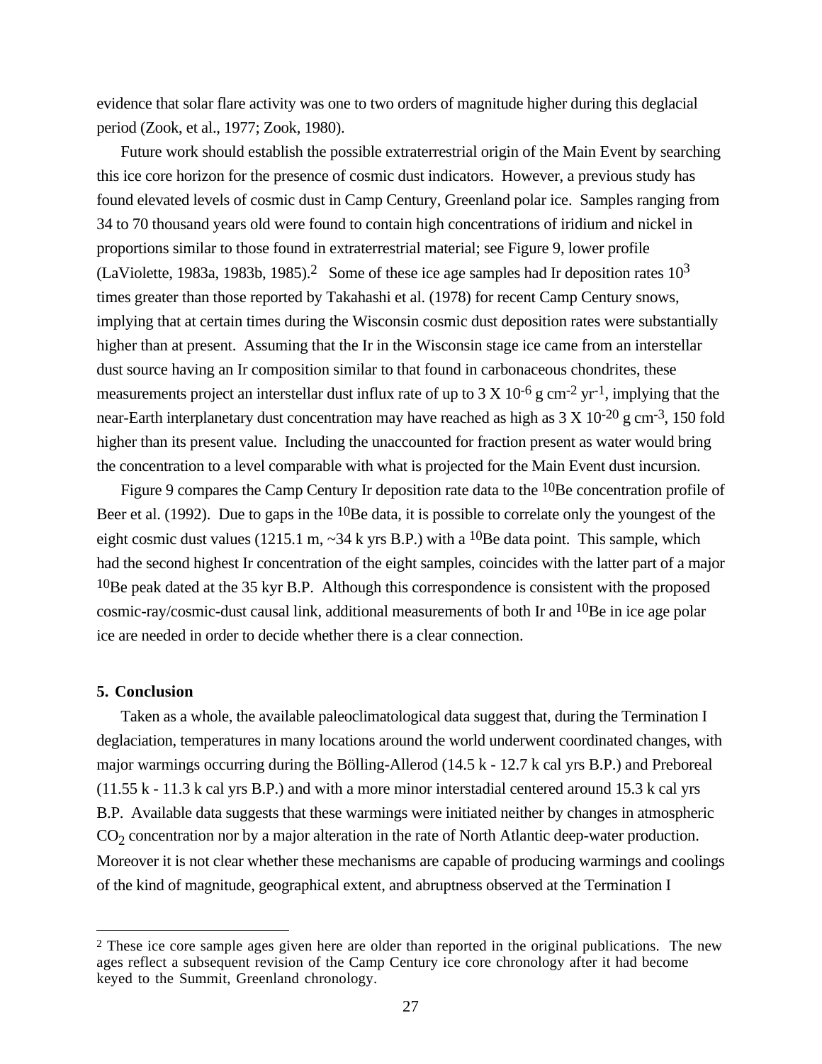evidence that solar flare activity was one to two orders of magnitude higher during this deglacial period (Zook, et al., 1977; Zook, 1980).

Future work should establish the possible extraterrestrial origin of the Main Event by searching this ice core horizon for the presence of cosmic dust indicators. However, a previous study has found elevated levels of cosmic dust in Camp Century, Greenland polar ice. Samples ranging from 34 to 70 thousand years old were found to contain high concentrations of iridium and nickel in proportions similar to those found in extraterrestrial material; see Figure 9, lower profile (LaViolette, 1983a, 1983b, 1985).[2] Some of these ice age samples had Ir deposition rates $10^3$ times greater than those reported by Takahashi et al. (1978) for recent Camp Century snows, implying that at certain times during the Wisconsin cosmic dust deposition rates were substantially higher than at present. Assuming that the Ir in the Wisconsin stage ice came from an interstellar dust source having an Ir composition similar to that found in carbonaceous chondrites, these measurements project an interstellar dust influx rate of up to $3 \times 10^{-6}$ g cm$^{-2}$ yr$^{-1}$, implying that the near-Earth interplanetary dust concentration may have reached as high as $3 \times 10^{-20}$ g cm$^{-3}$, 150 fold higher than its present value. Including the unaccounted for fraction present as water would bring the concentration to a level comparable with what is projected for the Main Event dust incursion.

Figure 9 compares the Camp Century Ir deposition rate data to the $^{10}$Be concentration profile of Beer et al. (1992). Due to gaps in the $^{10}$Be data, it is possible to correlate only the youngest of the eight cosmic dust values (1215.1 m, ~34 k yrs B.P.) with a $^{10}$Be data point. This sample, which had the second highest Ir concentration of the eight samples, coincides with the latter part of a major $^{10}$Be peak dated at the 35 kyr B.P. Although this correspondence is consistent with the proposed cosmic-ray/cosmic-dust causal link, additional measurements of both Ir and $^{10}$Be in ice age polar ice are needed in order to decide whether there is a clear connection.

## 5. Conclusion

Taken as a whole, the available paleoclimatological data suggest that, during the Termination I deglaciation, temperatures in many locations around the world underwent coordinated changes, with major warmings occurring during the Bölling-Allerod (14.5 k - 12.7 k cal yrs B.P.) and Preboreal (11.55 k - 11.3 k cal yrs B.P.) and with a more minor interstadial centered around 15.3 k cal yrs B.P. Available data suggests that these warmings were initiated neither by changes in atmospheric $CO_2$ concentration nor by a major alteration in the rate of North Atlantic deep-water production. Moreover it is not clear whether these mechanisms are capable of producing warmings and coolings of the kind of magnitude, geographical extent, and abruptness observed at the Termination I

---

[2] These ice core sample ages given here are older than reported in the original publications. The new ages reflect a subsequent revision of the Camp Century ice core chronology after it had become keyed to the Summit, Greenland chronology.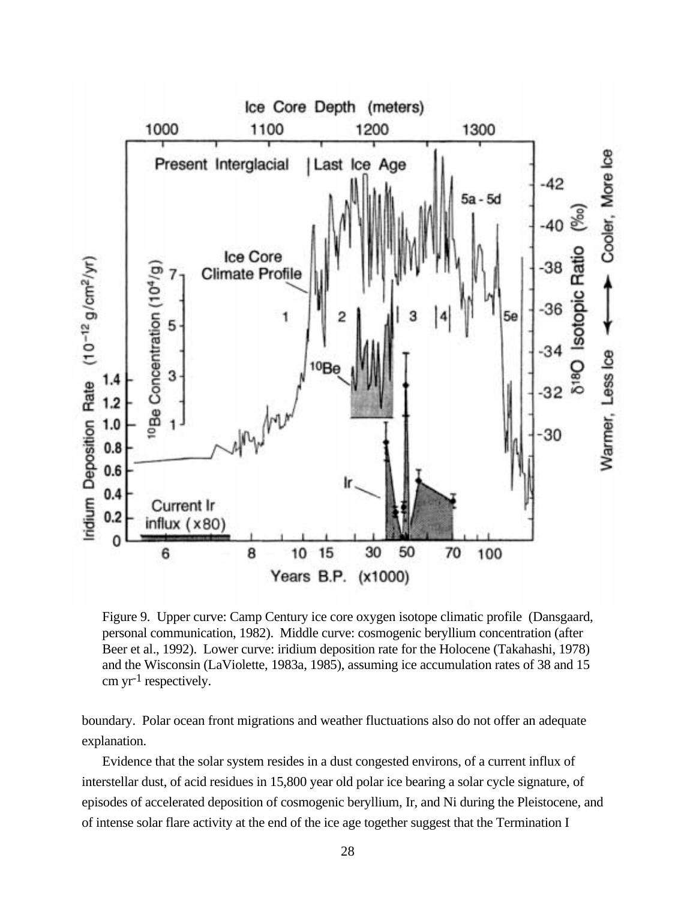Ice Core Depth (meters)

1000 1100 1200 1300

Present Interglacial | Last Ice Age

5a - 5d

Ice Core Climate Profile

1 2 | 3 |4| 5e

$^{10}$Be

Ir

Current Ir influx (x80)

$^{10}$Be Concentration ($10^4$/g)

7 5 3 1

Iridium Deposition Rate ($10^{-12}$ g/cm$^2$/yr)

1.4 1.2 1.0 0.8 0.6 0.4 0.2 0

$\delta^{18}$O Isotopic Ratio (‰)

-42 -40 -38 -36 -34 -32 -30

Warmer, Less Ice ⟵⟶ Cooler, More Ice

6 8 10 15 30 50 70 100

Years B.P. (x1000)

Figure 9. Upper curve: Camp Century ice core oxygen isotope climatic profile (Dansgaard, personal communication, 1982). Middle curve: cosmogenic beryllium concentration (after Beer et al., 1992). Lower curve: iridium deposition rate for the Holocene (Takahashi, 1978) and the Wisconsin (LaViolette, 1983a, 1985), assuming ice accumulation rates of 38 and 15 cm yr$^{-1}$ respectively.

boundary. Polar ocean front migrations and weather fluctuations also do not offer an adequate explanation.

Evidence that the solar system resides in a dust congested environs, of a current influx of interstellar dust, of acid residues in 15,800 year old polar ice bearing a solar cycle signature, of episodes of accelerated deposition of cosmogenic beryllium, Ir, and Ni during the Pleistocene, and of intense solar flare activity at the end of the ice age together suggest that the Termination I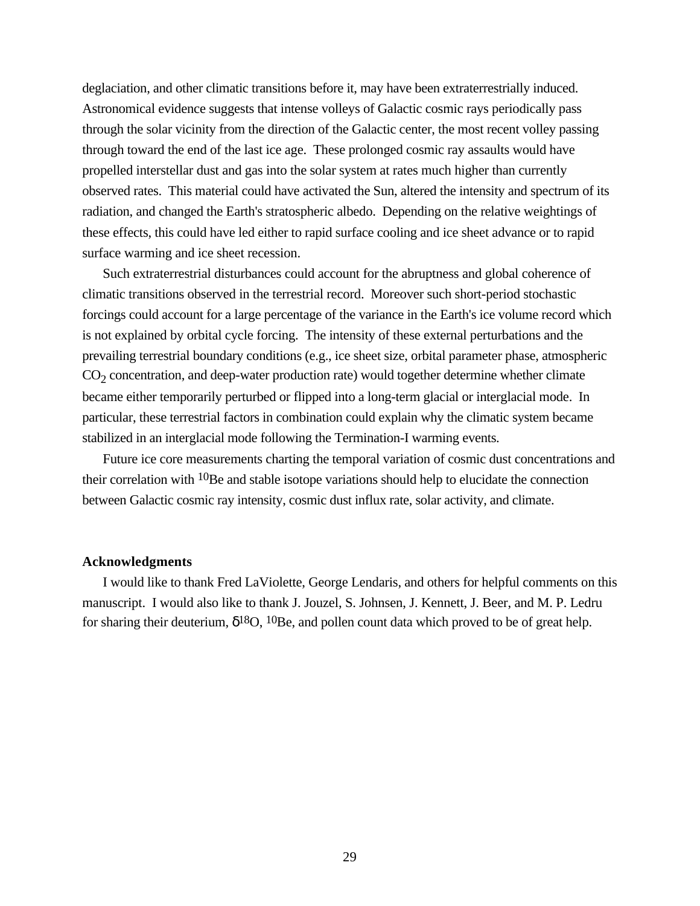deglaciation, and other climatic transitions before it, may have been extraterrestrially induced. Astronomical evidence suggests that intense volleys of Galactic cosmic rays periodically pass through the solar vicinity from the direction of the Galactic center, the most recent volley passing through toward the end of the last ice age. These prolonged cosmic ray assaults would have propelled interstellar dust and gas into the solar system at rates much higher than currently observed rates. This material could have activated the Sun, altered the intensity and spectrum of its radiation, and changed the Earth's stratospheric albedo. Depending on the relative weightings of these effects, this could have led either to rapid surface cooling and ice sheet advance or to rapid surface warming and ice sheet recession.

Such extraterrestrial disturbances could account for the abruptness and global coherence of climatic transitions observed in the terrestrial record. Moreover such short-period stochastic forcings could account for a large percentage of the variance in the Earth's ice volume record which is not explained by orbital cycle forcing. The intensity of these external perturbations and the prevailing terrestrial boundary conditions (e.g., ice sheet size, orbital parameter phase, atmospheric $CO_2$ concentration, and deep-water production rate) would together determine whether climate became either temporarily perturbed or flipped into a long-term glacial or interglacial mode. In particular, these terrestrial factors in combination could explain why the climatic system became stabilized in an interglacial mode following the Termination-I warming events.

Future ice core measurements charting the temporal variation of cosmic dust concentrations and their correlation with $^{10}$Be and stable isotope variations should help to elucidate the connection between Galactic cosmic ray intensity, cosmic dust influx rate, solar activity, and climate.

## Acknowledgments

I would like to thank Fred LaViolette, George Lendaris, and others for helpful comments on this manuscript. I would also like to thank J. Jouzel, S. Johnsen, J. Kennett, J. Beer, and M. P. Ledru for sharing their deuterium, $\delta^{18}$O, $^{10}$Be, and pollen count data which proved to be of great help.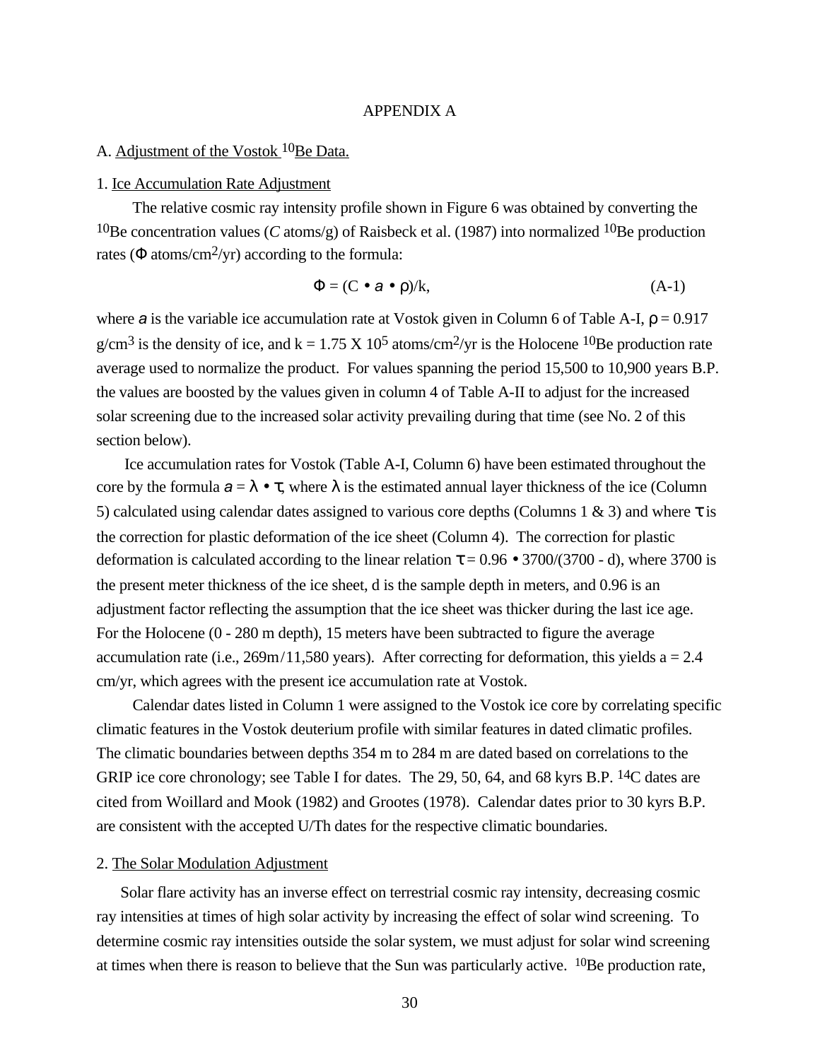# APPENDIX A

## A. Adjustment of the Vostok $^{10}$Be Data.

### 1. Ice Accumulation Rate Adjustment

The relative cosmic ray intensity profile shown in Figure 6 was obtained by converting the $^{10}$Be concentration values (*C* atoms/g) of Raisbeck et al. (1987) into normalized $^{10}$Be production rates ($\Phi$ atoms/cm$^2$/yr) according to the formula:

$$\Phi = (C \bullet a \bullet \rho)/k, \tag{A-1}$$

where $a$ is the variable ice accumulation rate at Vostok given in Column 6 of Table A-I, $\rho = 0.917$ g/cm$^3$ is the density of ice, and $k = 1.75 \times 10^5$ atoms/cm$^2$/yr is the Holocene $^{10}$Be production rate average used to normalize the product. For values spanning the period 15,500 to 10,900 years B.P. the values are boosted by the values given in column 4 of Table A-II to adjust for the increased solar screening due to the increased solar activity prevailing during that time (see No. 2 of this section below).

Ice accumulation rates for Vostok (Table A-I, Column 6) have been estimated throughout the core by the formula $a = \lambda \bullet \tau$, where $\lambda$ is the estimated annual layer thickness of the ice (Column 5) calculated using calendar dates assigned to various core depths (Columns 1 & 3) and where $\tau$ is the correction for plastic deformation of the ice sheet (Column 4). The correction for plastic deformation is calculated according to the linear relation $\tau = 0.96 \bullet 3700/(3700 - d)$, where 3700 is the present meter thickness of the ice sheet, d is the sample depth in meters, and 0.96 is an adjustment factor reflecting the assumption that the ice sheet was thicker during the last ice age. For the Holocene (0 - 280 m depth), 15 meters have been subtracted to figure the average accumulation rate (i.e., 269m/11,580 years). After correcting for deformation, this yields a = 2.4 cm/yr, which agrees with the present ice accumulation rate at Vostok.

Calendar dates listed in Column 1 were assigned to the Vostok ice core by correlating specific climatic features in the Vostok deuterium profile with similar features in dated climatic profiles. The climatic boundaries between depths 354 m to 284 m are dated based on correlations to the GRIP ice core chronology; see Table I for dates. The 29, 50, 64, and 68 kyrs B.P. $^{14}$C dates are cited from Woillard and Mook (1982) and Grootes (1978). Calendar dates prior to 30 kyrs B.P. are consistent with the accepted U/Th dates for the respective climatic boundaries.

### 2. The Solar Modulation Adjustment

Solar flare activity has an inverse effect on terrestrial cosmic ray intensity, decreasing cosmic ray intensities at times of high solar activity by increasing the effect of solar wind screening. To determine cosmic ray intensities outside the solar system, we must adjust for solar wind screening at times when there is reason to believe that the Sun was particularly active. $^{10}$Be production rate,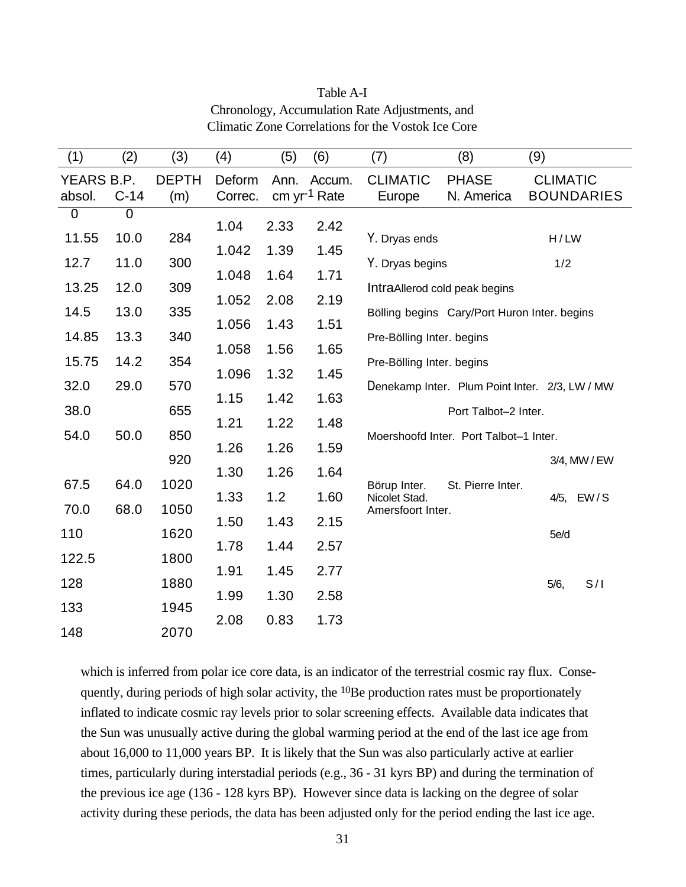Table A-I
Chronology, Accumulation Rate Adjustments, and
Climatic Zone Correlations for the Vostok Ice Core

| (1) | (2) | (3) | (4) | (5) | (6) | (7) | (8) | (9) |
|---|---|---|---|---|---|---|---|---|
| YEARS B.P. absol. | C-14 | DEPTH (m) | Deform Correc. | Ann. cm $yr^{-1}$ | Accum. Rate | CLIMATIC Europe | PHASE N. America | CLIMATIC BOUNDARIES |
| 0 | 0 | | | | | | | |
| | | | 1.04 | 2.33 | 2.42 | | | |
| 11.55 | 10.0 | 284 | | | | Y. Dryas ends | | H / LW |
| | | | 1.042 | 1.39 | 1.45 | | | |
| 12.7 | 11.0 | 300 | | | | Y. Dryas begins | | 1/2 |
| | | | 1.048 | 1.64 | 1.71 | | | |
| 13.25 | 12.0 | 309 | | | | IntraAllerod cold peak begins | | |
| | | | 1.052 | 2.08 | 2.19 | | | |
| 14.5 | 13.0 | 335 | | | | Bölling begins | Cary/Port Huron Inter. begins | |
| | | | 1.056 | 1.43 | 1.51 | | | |
| 14.85 | 13.3 | 340 | | | | Pre-Bölling Inter. begins | | |
| | | | 1.058 | 1.56 | 1.65 | | | |
| 15.75 | 14.2 | 354 | | | | Pre-Bölling Inter. begins | | |
| | | | 1.096 | 1.32 | 1.45 | | | |
| 32.0 | 29.0 | 570 | | | | Denekamp Inter. | Plum Point Inter. | 2/3, LW / MW |
| | | | 1.15 | 1.42 | 1.63 | | | |
| 38.0 | | 655 | | | | | Port Talbot–2 Inter. | |
| | | | 1.21 | 1.22 | 1.48 | | | |
| 54.0 | 50.0 | 850 | | | | Moershoofd Inter. | Port Talbot–1 Inter. | |
| | | | 1.26 | 1.26 | 1.59 | | | |
| | | 920 | | | | | | 3/4, MW / EW |
| | | | 1.30 | 1.26 | 1.64 | | | |
| 67.5 | 64.0 | 1020 | | | | Börup Inter. | St. Pierre Inter. | |
| | | | 1.33 | 1.2 | 1.60 | Nicolet Stad. | | 4/5, EW / S |
| 70.0 | 68.0 | 1050 | | | | Amersfoort Inter. | | |
| | | | 1.50 | 1.43 | 2.15 | | | |
| 110 | | 1620 | | | | | | 5e/d |
| | | | 1.78 | 1.44 | 2.57 | | | |
| 122.5 | | 1800 | | | | | | |
| | | | 1.91 | 1.45 | 2.77 | | | |
| 128 | | 1880 | | | | | | 5/6, S / I |
| | | | 1.99 | 1.30 | 2.58 | | | |
| 133 | | 1945 | | | | | | |
| | | | 2.08 | 0.83 | 1.73 | | | |
| 148 | | 2070 | | | | | | |

which is inferred from polar ice core data, is an indicator of the terrestrial cosmic ray flux. Consequently, during periods of high solar activity, the $^{10}Be$ production rates must be proportionately inflated to indicate cosmic ray levels prior to solar screening effects. Available data indicates that the Sun was unusually active during the global warming period at the end of the last ice age from about 16,000 to 11,000 years BP. It is likely that the Sun was also particularly active at earlier times, particularly during interstadial periods (e.g., 36 - 31 kyrs BP) and during the termination of the previous ice age (136 - 128 kyrs BP). However since data is lacking on the degree of solar activity during these periods, the data has been adjusted only for the period ending the last ice age.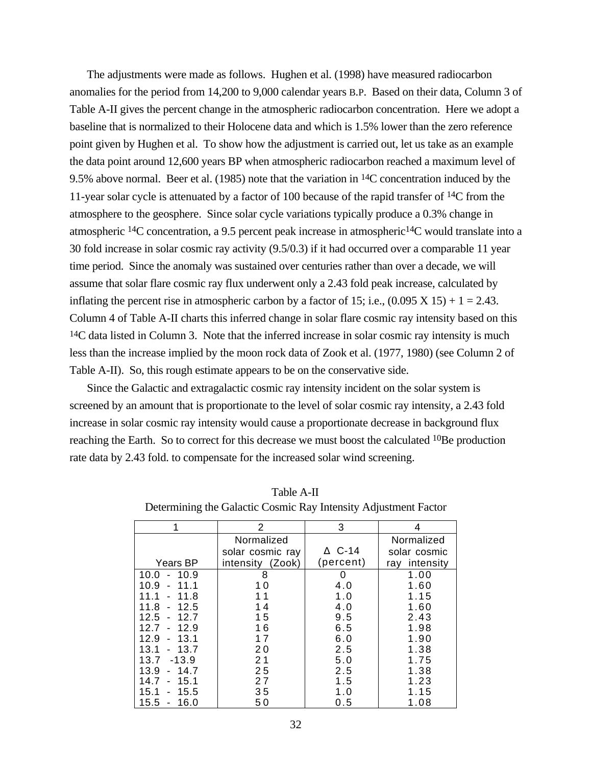The adjustments were made as follows. Hughen et al. (1998) have measured radiocarbon anomalies for the period from 14,200 to 9,000 calendar years B.P. Based on their data, Column 3 of Table A-II gives the percent change in the atmospheric radiocarbon concentration. Here we adopt a baseline that is normalized to their Holocene data and which is 1.5% lower than the zero reference point given by Hughen et al. To show how the adjustment is carried out, let us take as an example the data point around 12,600 years BP when atmospheric radiocarbon reached a maximum level of 9.5% above normal. Beer et al. (1985) note that the variation in $^{14}C$ concentration induced by the 11-year solar cycle is attenuated by a factor of 100 because of the rapid transfer of $^{14}C$ from the atmosphere to the geosphere. Since solar cycle variations typically produce a 0.3% change in atmospheric $^{14}C$ concentration, a 9.5 percent peak increase in atmospheric$^{14}C$ would translate into a 30 fold increase in solar cosmic ray activity (9.5/0.3) if it had occurred over a comparable 11 year time period. Since the anomaly was sustained over centuries rather than over a decade, we will assume that solar flare cosmic ray flux underwent only a 2.43 fold peak increase, calculated by inflating the percent rise in atmospheric carbon by a factor of 15; i.e., (0.095 X 15) + 1 = 2.43. Column 4 of Table A-II charts this inferred change in solar flare cosmic ray intensity based on this $^{14}C$ data listed in Column 3. Note that the inferred increase in solar cosmic ray intensity is much less than the increase implied by the moon rock data of Zook et al. (1977, 1980) (see Column 2 of Table A-II). So, this rough estimate appears to be on the conservative side.

Since the Galactic and extragalactic cosmic ray intensity incident on the solar system is screened by an amount that is proportionate to the level of solar cosmic ray intensity, a 2.43 fold increase in solar cosmic ray intensity would cause a proportionate decrease in background flux reaching the Earth. So to correct for this decrease we must boost the calculated $^{10}Be$ production rate data by 2.43 fold. to compensate for the increased solar wind screening.

Table A-II
Determining the Galactic Cosmic Ray Intensity Adjustment Factor

| 1 | 2 | 3 | 4 |
|---|---|---|---|
| Years BP | Normalized solar cosmic ray intensity (Zook) | Δ C-14 (percent) | Normalized solar cosmic ray intensity |
| 10.0 - 10.9 | 8 | 0 | 1.00 |
| 10.9 - 11.1 | 10 | 4.0 | 1.60 |
| 11.1 - 11.8 | 11 | 1.0 | 1.15 |
| 11.8 - 12.5 | 14 | 4.0 | 1.60 |
| 12.5 - 12.7 | 15 | 9.5 | 2.43 |
| 12.7 - 12.9 | 16 | 6.5 | 1.98 |
| 12.9 - 13.1 | 17 | 6.0 | 1.90 |
| 13.1 - 13.7 | 20 | 2.5 | 1.38 |
| 13.7 -13.9 | 21 | 5.0 | 1.75 |
| 13.9 - 14.7 | 25 | 2.5 | 1.38 |
| 14.7 - 15.1 | 27 | 1.5 | 1.23 |
| 15.1 - 15.5 | 35 | 1.0 | 1.15 |
| 15.5 - 16.0 | 50 | 0.5 | 1.08 |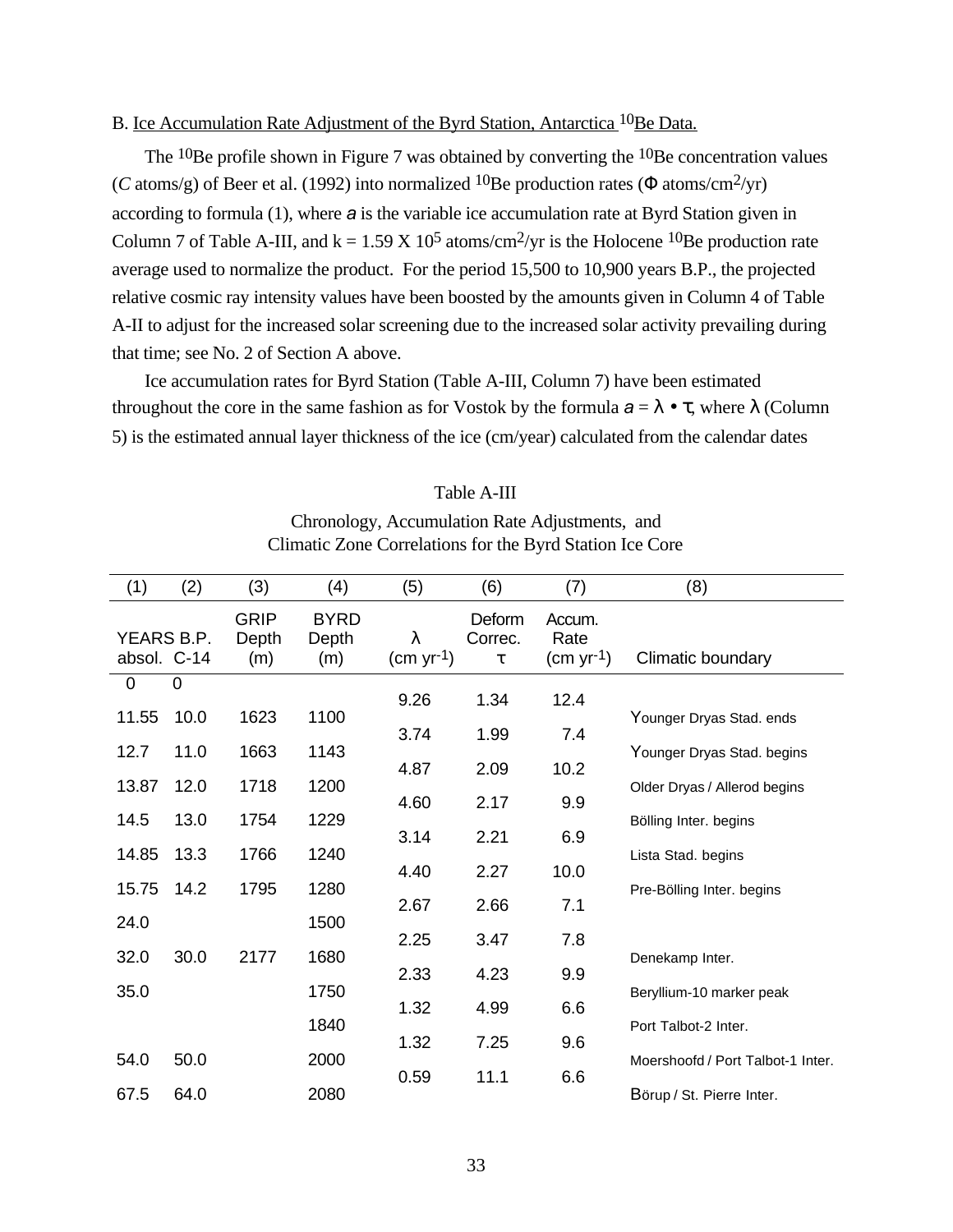B. <u>Ice Accumulation Rate Adjustment of the Byrd Station, Antarctica $^{10}$Be Data.</u>

The $^{10}$Be profile shown in Figure 7 was obtained by converting the $^{10}$Be concentration values (*C* atoms/g) of Beer et al. (1992) into normalized $^{10}$Be production rates ($\Phi$ atoms/cm$^2$/yr) according to formula (1), where $a$ is the variable ice accumulation rate at Byrd Station given in Column 7 of Table A-III, and $k = 1.59 \times 10^5$ atoms/cm$^2$/yr is the Holocene $^{10}$Be production rate average used to normalize the product. For the period 15,500 to 10,900 years B.P., the projected relative cosmic ray intensity values have been boosted by the amounts given in Column 4 of Table A-II to adjust for the increased solar screening due to the increased solar activity prevailing during that time; see No. 2 of Section A above.

Ice accumulation rates for Byrd Station (Table A-III, Column 7) have been estimated throughout the core in the same fashion as for Vostok by the formula $a = \lambda \bullet \tau$, where $\lambda$ (Column 5) is the estimated annual layer thickness of the ice (cm/year) calculated from the calendar dates

Table A-III

Chronology, Accumulation Rate Adjustments, and Climatic Zone Correlations for the Byrd Station Ice Core

| (1) | (2) | (3) | (4) | (5) | (6) | (7) | (8) |
|---|---|---|---|---|---|---|---|
| YEARS B.P. absol. | C-14 | GRIP Depth (m) | BYRD Depth (m) | $\lambda$ (cm yr$^{-1}$) | Deform Correc. $\tau$ | Accum. Rate (cm yr$^{-1}$) | Climatic boundary |
| 0 | 0 | | | | | | |
| | | | | 9.26 | 1.34 | 12.4 | |
| 11.55 | 10.0 | 1623 | 1100 | | | | Younger Dryas Stad. ends |
| | | | | 3.74 | 1.99 | 7.4 | |
| 12.7 | 11.0 | 1663 | 1143 | | | | Younger Dryas Stad. begins |
| | | | | 4.87 | 2.09 | 10.2 | |
| 13.87 | 12.0 | 1718 | 1200 | | | | Older Dryas / Allerod begins |
| | | | | 4.60 | 2.17 | 9.9 | |
| 14.5 | 13.0 | 1754 | 1229 | | | | Bölling Inter. begins |
| | | | | 3.14 | 2.21 | 6.9 | |
| 14.85 | 13.3 | 1766 | 1240 | | | | Lista Stad. begins |
| | | | | 4.40 | 2.27 | 10.0 | |
| 15.75 | 14.2 | 1795 | 1280 | | | | Pre-Bölling Inter. begins |
| | | | | 2.67 | 2.66 | 7.1 | |
| 24.0 | | | 1500 | | | | |
| | | | | 2.25 | 3.47 | 7.8 | |
| 32.0 | 30.0 | 2177 | 1680 | | | | Denekamp Inter. |
| | | | | 2.33 | 4.23 | 9.9 | |
| 35.0 | | | 1750 | | | | Beryllium-10 marker peak |
| | | | | 1.32 | 4.99 | 6.6 | |
| | | | 1840 | | | | Port Talbot-2 Inter. |
| | | | | 1.32 | 7.25 | 9.6 | |
| 54.0 | 50.0 | | 2000 | | | | Moershoofd / Port Talbot-1 Inter. |
| | | | | 0.59 | 11.1 | 6.6 | |
| 67.5 | 64.0 | | 2080 | | | | Börup / St. Pierre Inter. |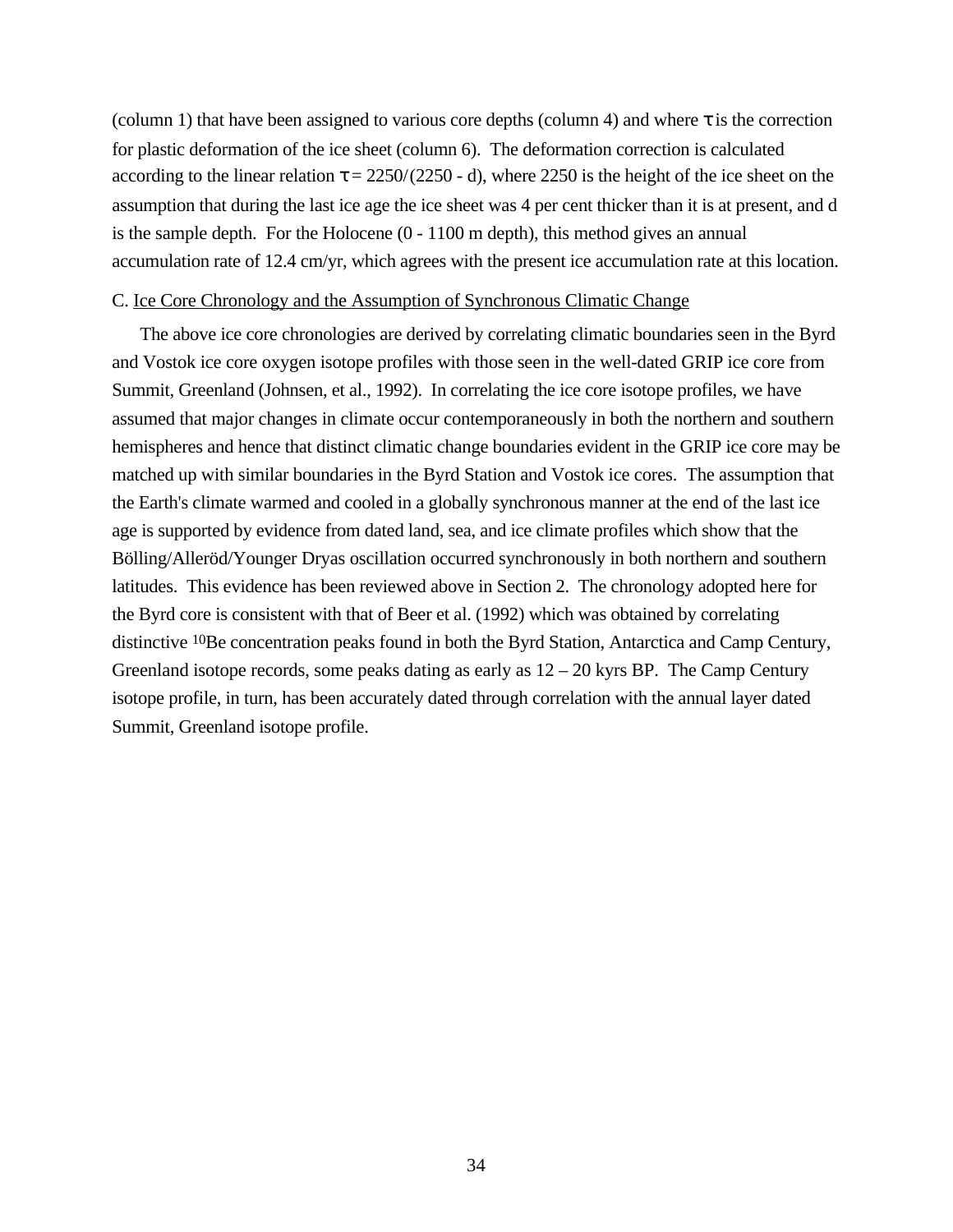(column 1) that have been assigned to various core depths (column 4) and where $\tau$ is the correction for plastic deformation of the ice sheet (column 6). The deformation correction is calculated according to the linear relation $\tau = 2250/(2250 - d)$, where 2250 is the height of the ice sheet on the assumption that during the last ice age the ice sheet was 4 per cent thicker than it is at present, and d is the sample depth. For the Holocene (0 - 1100 m depth), this method gives an annual accumulation rate of 12.4 cm/yr, which agrees with the present ice accumulation rate at this location.

C. Ice Core Chronology and the Assumption of Synchronous Climatic Change

The above ice core chronologies are derived by correlating climatic boundaries seen in the Byrd and Vostok ice core oxygen isotope profiles with those seen in the well-dated GRIP ice core from Summit, Greenland (Johnsen, et al., 1992). In correlating the ice core isotope profiles, we have assumed that major changes in climate occur contemporaneously in both the northern and southern hemispheres and hence that distinct climatic change boundaries evident in the GRIP ice core may be matched up with similar boundaries in the Byrd Station and Vostok ice cores. The assumption that the Earth's climate warmed and cooled in a globally synchronous manner at the end of the last ice age is supported by evidence from dated land, sea, and ice climate profiles which show that the Bölling/Alleröd/Younger Dryas oscillation occurred synchronously in both northern and southern latitudes. This evidence has been reviewed above in Section 2. The chronology adopted here for the Byrd core is consistent with that of Beer et al. (1992) which was obtained by correlating distinctive $^{10}Be$ concentration peaks found in both the Byrd Station, Antarctica and Camp Century, Greenland isotope records, some peaks dating as early as 12 – 20 kyrs BP. The Camp Century isotope profile, in turn, has been accurately dated through correlation with the annual layer dated Summit, Greenland isotope profile.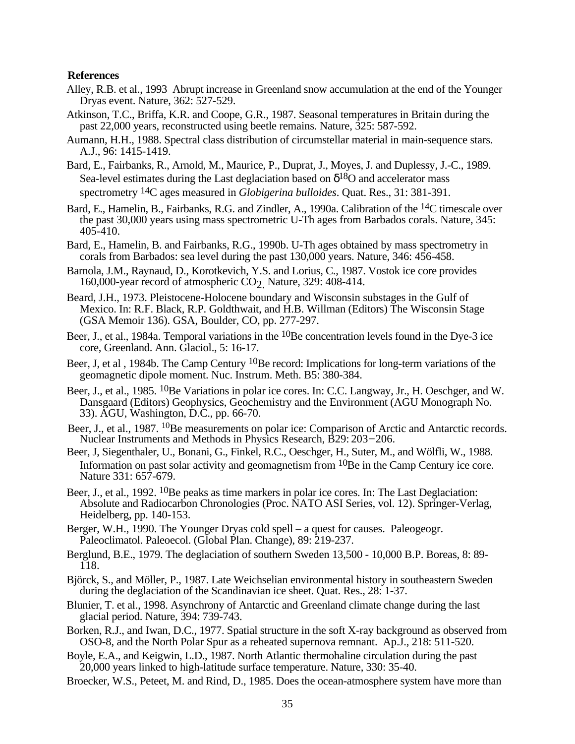**References**

Alley, R.B. et al., 1993 Abrupt increase in Greenland snow accumulation at the end of the Younger Dryas event. Nature, 362: 527-529.

Atkinson, T.C., Briffa, K.R. and Coope, G.R., 1987. Seasonal temperatures in Britain during the past 22,000 years, reconstructed using beetle remains. Nature, 325: 587-592.

Aumann, H.H., 1988. Spectral class distribution of circumstellar material in main-sequence stars. A.J., 96: 1415-1419.

Bard, E., Fairbanks, R., Arnold, M., Maurice, P., Duprat, J., Moyes, J. and Duplessy, J.-C., 1989. Sea-level estimates during the Last deglaciation based on $\delta^{18}O$ and accelerator mass spectrometry $^{14}C$ ages measured in *Globigerina bulloides*. Quat. Res., 31: 381-391.

Bard, E., Hamelin, B., Fairbanks, R.G. and Zindler, A., 1990a. Calibration of the $^{14}C$ timescale over the past 30,000 years using mass spectrometric U-Th ages from Barbados corals. Nature, 345: 405-410.

Bard, E., Hamelin, B. and Fairbanks, R.G., 1990b. U-Th ages obtained by mass spectrometry in corals from Barbados: sea level during the past 130,000 years. Nature, 346: 456-458.

Barnola, J.M., Raynaud, D., Korotkevich, Y.S. and Lorius, C., 1987. Vostok ice core provides 160,000-year record of atmospheric $CO_2$. Nature, 329: 408-414.

Beard, J.H., 1973. Pleistocene-Holocene boundary and Wisconsin substages in the Gulf of Mexico. In: R.F. Black, R.P. Goldthwait, and H.B. Willman (Editors) The Wisconsin Stage (GSA Memoir 136). GSA, Boulder, CO, pp. 277-297.

Beer, J., et al., 1984a. Temporal variations in the $^{10}Be$ concentration levels found in the Dye-3 ice core, Greenland. Ann. Glaciol., 5: 16-17.

Beer, J, et al , 1984b. The Camp Century $^{10}Be$ record: Implications for long-term variations of the geomagnetic dipole moment. Nuc. Instrum. Meth. B5: 380-384.

Beer, J., et al., 1985. $^{10}Be$ Variations in polar ice cores. In: C.C. Langway, Jr., H. Oeschger, and W. Dansgaard (Editors) Geophysics, Geochemistry and the Environment (AGU Monograph No. 33). AGU, Washington, D.C., pp. 66-70.

Beer, J., et al., 1987. $^{10}Be$ measurements on polar ice: Comparison of Arctic and Antarctic records. Nuclear Instruments and Methods in Physics Research, B29: 203−206.

Beer, J, Siegenthaler, U., Bonani, G., Finkel, R.C., Oeschger, H., Suter, M., and Wölfli, W., 1988. Information on past solar activity and geomagnetism from $^{10}Be$ in the Camp Century ice core. Nature 331: 657-679.

Beer, J., et al., 1992. $^{10}Be$ peaks as time markers in polar ice cores. In: The Last Deglaciation: Absolute and Radiocarbon Chronologies (Proc. NATO ASI Series, vol. 12). Springer-Verlag, Heidelberg, pp. 140-153.

Berger, W.H., 1990. The Younger Dryas cold spell – a quest for causes. Paleogeogr. Paleoclimatol. Paleoecol. (Global Plan. Change), 89: 219-237.

Berglund, B.E., 1979. The deglaciation of southern Sweden 13,500 - 10,000 B.P. Boreas, 8: 89-118.

Björck, S., and Möller, P., 1987. Late Weichselian environmental history in southeastern Sweden during the deglaciation of the Scandinavian ice sheet. Quat. Res., 28: 1-37.

Blunier, T. et al., 1998. Asynchrony of Antarctic and Greenland climate change during the last glacial period. Nature, 394: 739-743.

Borken, R.J., and Iwan, D.C., 1977. Spatial structure in the soft X-ray background as observed from OSO-8, and the North Polar Spur as a reheated supernova remnant. Ap.J., 218: 511-520.

Boyle, E.A., and Keigwin, L.D., 1987. North Atlantic thermohaline circulation during the past 20,000 years linked to high-latitude surface temperature. Nature, 330: 35-40.

Broecker, W.S., Peteet, M. and Rind, D., 1985. Does the ocean-atmosphere system have more than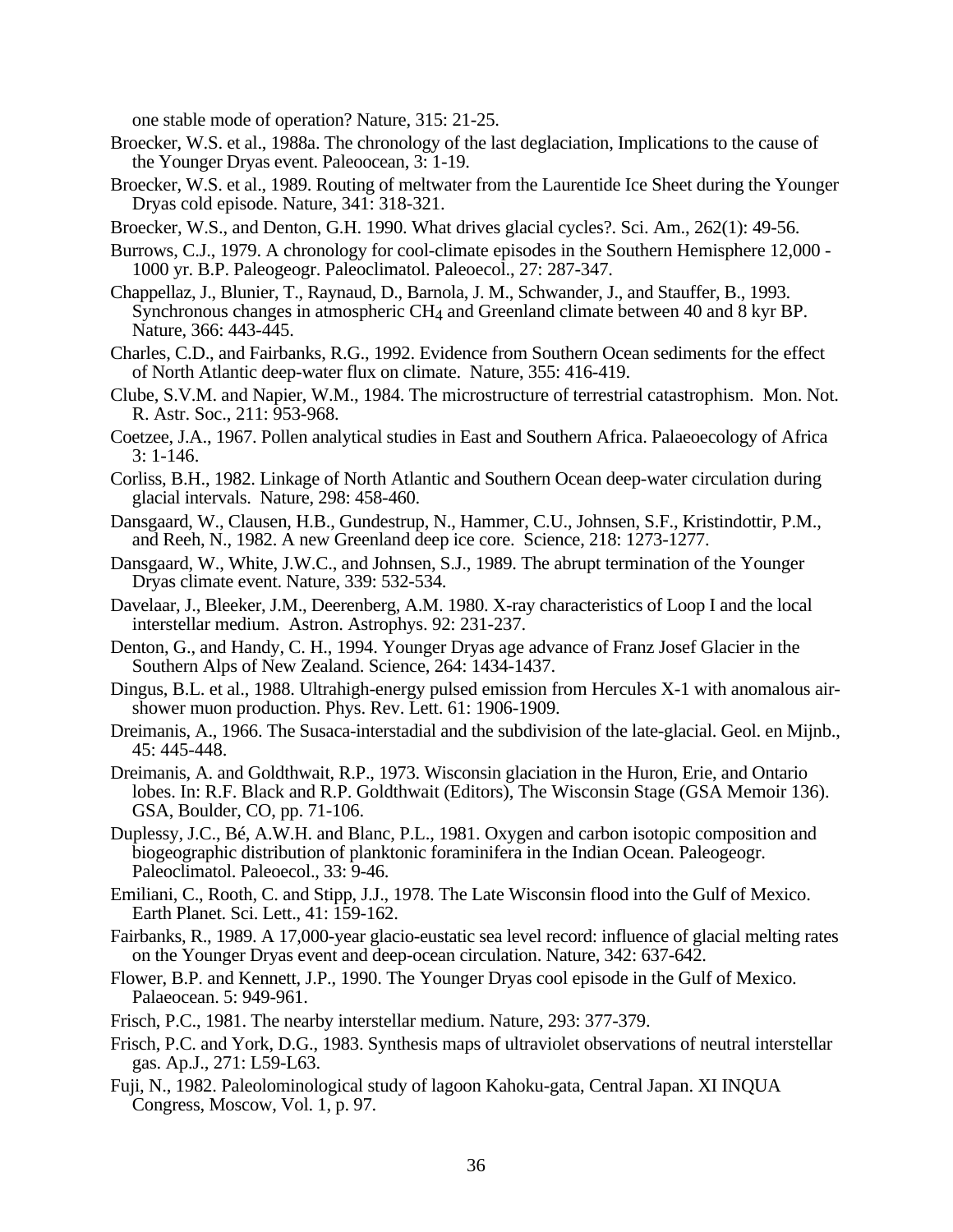one stable mode of operation? Nature, 315: 21-25.

Broecker, W.S. et al., 1988a. The chronology of the last deglaciation, Implications to the cause of the Younger Dryas event. Paleoocean, 3: 1-19.

Broecker, W.S. et al., 1989. Routing of meltwater from the Laurentide Ice Sheet during the Younger Dryas cold episode. Nature, 341: 318-321.

Broecker, W.S., and Denton, G.H. 1990. What drives glacial cycles?. Sci. Am., 262(1): 49-56.

Burrows, C.J., 1979. A chronology for cool-climate episodes in the Southern Hemisphere 12,000 - 1000 yr. B.P. Paleogeogr. Paleoclimatol. Paleoecol., 27: 287-347.

Chappellaz, J., Blunier, T., Raynaud, D., Barnola, J. M., Schwander, J., and Stauffer, B., 1993. Synchronous changes in atmospheric $CH_4$ and Greenland climate between 40 and 8 kyr BP. Nature, 366: 443-445.

Charles, C.D., and Fairbanks, R.G., 1992. Evidence from Southern Ocean sediments for the effect of North Atlantic deep-water flux on climate. Nature, 355: 416-419.

Clube, S.V.M. and Napier, W.M., 1984. The microstructure of terrestrial catastrophism. Mon. Not. R. Astr. Soc., 211: 953-968.

Coetzee, J.A., 1967. Pollen analytical studies in East and Southern Africa. Palaeoecology of Africa 3: 1-146.

Corliss, B.H., 1982. Linkage of North Atlantic and Southern Ocean deep-water circulation during glacial intervals. Nature, 298: 458-460.

Dansgaard, W., Clausen, H.B., Gundestrup, N., Hammer, C.U., Johnsen, S.F., Kristindottir, P.M., and Reeh, N., 1982. A new Greenland deep ice core. Science, 218: 1273-1277.

Dansgaard, W., White, J.W.C., and Johnsen, S.J., 1989. The abrupt termination of the Younger Dryas climate event. Nature, 339: 532-534.

Davelaar, J., Bleeker, J.M., Deerenberg, A.M. 1980. X-ray characteristics of Loop I and the local interstellar medium. Astron. Astrophys. 92: 231-237.

Denton, G., and Handy, C. H., 1994. Younger Dryas age advance of Franz Josef Glacier in the Southern Alps of New Zealand. Science, 264: 1434-1437.

Dingus, B.L. et al., 1988. Ultrahigh-energy pulsed emission from Hercules X-1 with anomalous air-shower muon production. Phys. Rev. Lett. 61: 1906-1909.

Dreimanis, A., 1966. The Susaca-interstadial and the subdivision of the late-glacial. Geol. en Mijnb., 45: 445-448.

Dreimanis, A. and Goldthwait, R.P., 1973. Wisconsin glaciation in the Huron, Erie, and Ontario lobes. In: R.F. Black and R.P. Goldthwait (Editors), The Wisconsin Stage (GSA Memoir 136). GSA, Boulder, CO, pp. 71-106.

Duplessy, J.C., Bé, A.W.H. and Blanc, P.L., 1981. Oxygen and carbon isotopic composition and biogeographic distribution of planktonic foraminifera in the Indian Ocean. Paleogeogr. Paleoclimatol. Paleoecol., 33: 9-46.

Emiliani, C., Rooth, C. and Stipp, J.J., 1978. The Late Wisconsin flood into the Gulf of Mexico. Earth Planet. Sci. Lett., 41: 159-162.

Fairbanks, R., 1989. A 17,000-year glacio-eustatic sea level record: influence of glacial melting rates on the Younger Dryas event and deep-ocean circulation. Nature, 342: 637-642.

Flower, B.P. and Kennett, J.P., 1990. The Younger Dryas cool episode in the Gulf of Mexico. Palaeocean. 5: 949-961.

Frisch, P.C., 1981. The nearby interstellar medium. Nature, 293: 377-379.

Frisch, P.C. and York, D.G., 1983. Synthesis maps of ultraviolet observations of neutral interstellar gas. Ap.J., 271: L59-L63.

Fuji, N., 1982. Paleolominological study of lagoon Kahoku-gata, Central Japan. XI INQUA Congress, Moscow, Vol. 1, p. 97.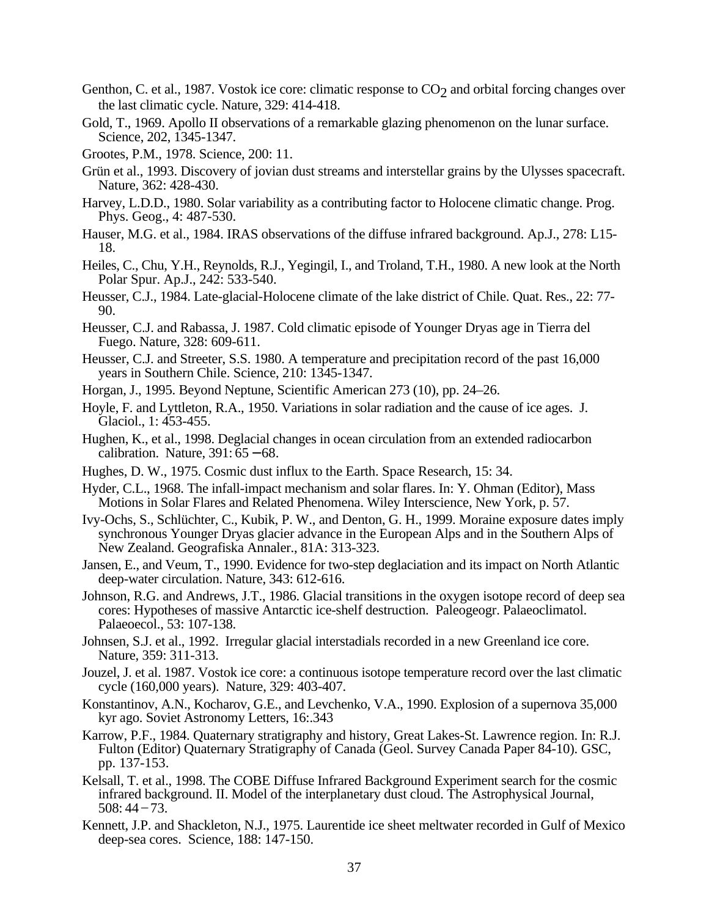Genthon, C. et al., 1987. Vostok ice core: climatic response to $CO_2$ and orbital forcing changes over the last climatic cycle. Nature, 329: 414-418.

Gold, T., 1969. Apollo II observations of a remarkable glazing phenomenon on the lunar surface. Science, 202, 1345-1347.

Grootes, P.M., 1978. Science, 200: 11.

Grün et al., 1993. Discovery of jovian dust streams and interstellar grains by the Ulysses spacecraft. Nature, 362: 428-430.

Harvey, L.D.D., 1980. Solar variability as a contributing factor to Holocene climatic change. Prog. Phys. Geog., 4: 487-530.

Hauser, M.G. et al., 1984. IRAS observations of the diffuse infrared background. Ap.J., 278: L15-18.

Heiles, C., Chu, Y.H., Reynolds, R.J., Yegingil, I., and Troland, T.H., 1980. A new look at the North Polar Spur. Ap.J., 242: 533-540.

Heusser, C.J., 1984. Late-glacial-Holocene climate of the lake district of Chile. Quat. Res., 22: 77-90.

Heusser, C.J. and Rabassa, J. 1987. Cold climatic episode of Younger Dryas age in Tierra del Fuego. Nature, 328: 609-611.

Heusser, C.J. and Streeter, S.S. 1980. A temperature and precipitation record of the past 16,000 years in Southern Chile. Science, 210: 1345-1347.

Horgan, J., 1995. Beyond Neptune, Scientific American 273 (10), pp. 24–26.

Hoyle, F. and Lyttleton, R.A., 1950. Variations in solar radiation and the cause of ice ages. J. Glaciol., 1: 453-455.

Hughen, K., et al., 1998. Deglacial changes in ocean circulation from an extended radiocarbon calibration. Nature, 391: 65 – 68.

Hughes, D. W., 1975. Cosmic dust influx to the Earth. Space Research, 15: 34.

Hyder, C.L., 1968. The infall-impact mechanism and solar flares. In: Y. Ohman (Editor), Mass Motions in Solar Flares and Related Phenomena. Wiley Interscience, New York, p. 57.

Ivy-Ochs, S., Schlüchter, C., Kubik, P. W., and Denton, G. H., 1999. Moraine exposure dates imply synchronous Younger Dryas glacier advance in the European Alps and in the Southern Alps of New Zealand. Geografiska Annaler., 81A: 313-323.

Jansen, E., and Veum, T., 1990. Evidence for two-step deglaciation and its impact on North Atlantic deep-water circulation. Nature, 343: 612-616.

Johnson, R.G. and Andrews, J.T., 1986. Glacial transitions in the oxygen isotope record of deep sea cores: Hypotheses of massive Antarctic ice-shelf destruction. Paleogeogr. Palaeoclimatol. Palaeoecol., 53: 107-138.

Johnsen, S.J. et al., 1992. Irregular glacial interstadials recorded in a new Greenland ice core. Nature, 359: 311-313.

Jouzel, J. et al. 1987. Vostok ice core: a continuous isotope temperature record over the last climatic cycle (160,000 years). Nature, 329: 403-407.

Konstantinov, A.N., Kocharov, G.E., and Levchenko, V.A., 1990. Explosion of a supernova 35,000 kyr ago. Soviet Astronomy Letters, 16:.343

Karrow, P.F., 1984. Quaternary stratigraphy and history, Great Lakes-St. Lawrence region. In: R.J. Fulton (Editor) Quaternary Stratigraphy of Canada (Geol. Survey Canada Paper 84-10). GSC, pp. 137-153.

Kelsall, T. et al., 1998. The COBE Diffuse Infrared Background Experiment search for the cosmic infrared background. II. Model of the interplanetary dust cloud. The Astrophysical Journal, 508: 44 – 73.

Kennett, J.P. and Shackleton, N.J., 1975. Laurentide ice sheet meltwater recorded in Gulf of Mexico deep-sea cores. Science, 188: 147-150.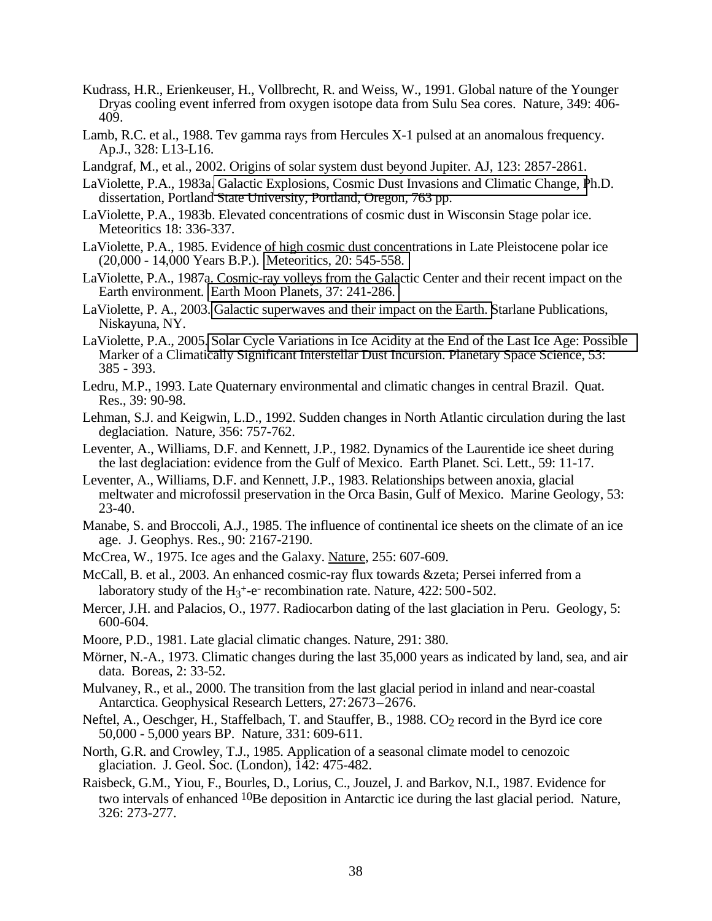Kudrass, H.R., Erienkeuser, H., Vollbrecht, R. and Weiss, W., 1991. Global nature of the Younger Dryas cooling event inferred from oxygen isotope data from Sulu Sea cores. Nature, 349: 406-409.

Lamb, R.C. et al., 1988. Tev gamma rays from Hercules X-1 pulsed at an anomalous frequency. Ap.J., 328: L13-L16.

Landgraf, M., et al., 2002. Origins of solar system dust beyond Jupiter. AJ, 123: 2857-2861.

LaViolette, P.A., 1983a. Galactic Explosions, Cosmic Dust Invasions and Climatic Change, Ph.D. dissertation, Portland State University, Portland, Oregon, 763 pp.

LaViolette, P.A., 1983b. Elevated concentrations of cosmic dust in Wisconsin Stage polar ice. Meteoritics 18: 336-337.

LaViolette, P.A., 1985. Evidence of high cosmic dust concentrations in Late Pleistocene polar ice (20,000 - 14,000 Years B.P.). Meteoritics, 20: 545-558.

LaViolette, P.A., 1987a. Cosmic-ray volleys from the Galactic Center and their recent impact on the Earth environment. Earth Moon Planets, 37: 241-286.

LaViolette, P. A., 2003. Galactic superwaves and their impact on the Earth. Starlane Publications, Niskayuna, NY.

LaViolette, P.A., 2005. Solar Cycle Variations in Ice Acidity at the End of the Last Ice Age: Possible Marker of a Climatically Significant Interstellar Dust Incursion. Planetary Space Science, 53: 385 - 393.

Ledru, M.P., 1993. Late Quaternary environmental and climatic changes in central Brazil. Quat. Res., 39: 90-98.

Lehman, S.J. and Keigwin, L.D., 1992. Sudden changes in North Atlantic circulation during the last deglaciation. Nature, 356: 757-762.

Leventer, A., Williams, D.F. and Kennett, J.P., 1982. Dynamics of the Laurentide ice sheet during the last deglaciation: evidence from the Gulf of Mexico. Earth Planet. Sci. Lett., 59: 11-17.

Leventer, A., Williams, D.F. and Kennett, J.P., 1983. Relationships between anoxia, glacial meltwater and microfossil preservation in the Orca Basin, Gulf of Mexico. Marine Geology, 53: 23-40.

Manabe, S. and Broccoli, A.J., 1985. The influence of continental ice sheets on the climate of an ice age. J. Geophys. Res., 90: 2167-2190.

McCrea, W., 1975. Ice ages and the Galaxy. Nature, 255: 607-609.

McCall, B. et al., 2003. An enhanced cosmic-ray flux towards &zeta; Persei inferred from a laboratory study of the $H_3^+$-$e^-$ recombination rate. Nature, 422: 500-502.

Mercer, J.H. and Palacios, O., 1977. Radiocarbon dating of the last glaciation in Peru. Geology, 5: 600-604.

Moore, P.D., 1981. Late glacial climatic changes. Nature, 291: 380.

Mörner, N.-A., 1973. Climatic changes during the last 35,000 years as indicated by land, sea, and air data. Boreas, 2: 33-52.

Mulvaney, R., et al., 2000. The transition from the last glacial period in inland and near-coastal Antarctica. Geophysical Research Letters, 27: 2673–2676.

Neftel, A., Oeschger, H., Staffelbach, T. and Stauffer, B., 1988. $CO_2$ record in the Byrd ice core 50,000 - 5,000 years BP. Nature, 331: 609-611.

North, G.R. and Crowley, T.J., 1985. Application of a seasonal climate model to cenozoic glaciation. J. Geol. Soc. (London), 142: 475-482.

Raisbeck, G.M., Yiou, F., Bourles, D., Lorius, C., Jouzel, J. and Barkov, N.I., 1987. Evidence for two intervals of enhanced $^{10}$Be deposition in Antarctic ice during the last glacial period. Nature, 326: 273-277.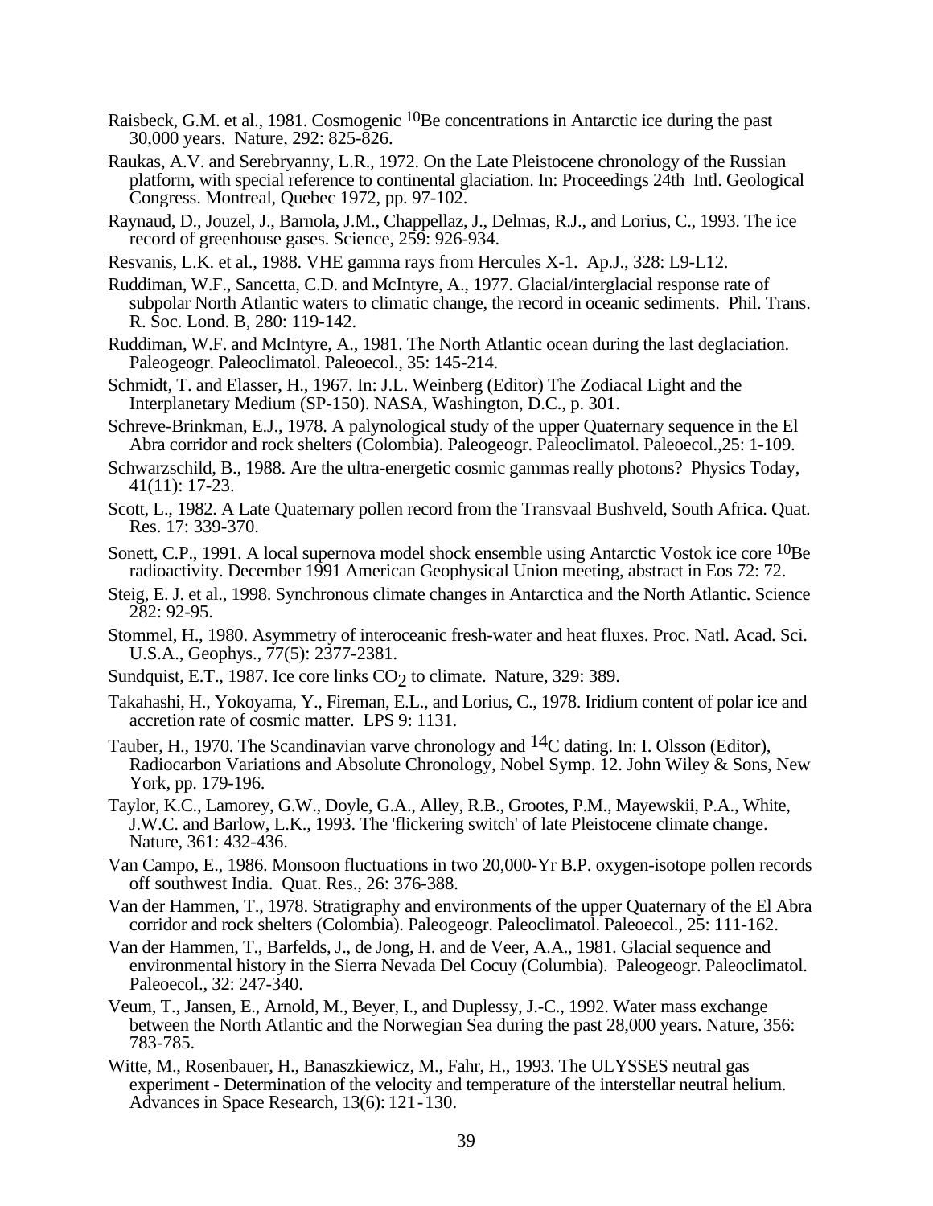Raisbeck, G.M. et al., 1981. Cosmogenic $^{10}$Be concentrations in Antarctic ice during the past 30,000 years. Nature, 292: 825-826.

Raukas, A.V. and Serebryanny, L.R., 1972. On the Late Pleistocene chronology of the Russian platform, with special reference to continental glaciation. In: Proceedings 24th Intl. Geological Congress. Montreal, Quebec 1972, pp. 97-102.

Raynaud, D., Jouzel, J., Barnola, J.M., Chappellaz, J., Delmas, R.J., and Lorius, C., 1993. The ice record of greenhouse gases. Science, 259: 926-934.

Resvanis, L.K. et al., 1988. VHE gamma rays from Hercules X-1. Ap.J., 328: L9-L12.

Ruddiman, W.F., Sancetta, C.D. and McIntyre, A., 1977. Glacial/interglacial response rate of subpolar North Atlantic waters to climatic change, the record in oceanic sediments. Phil. Trans. R. Soc. Lond. B, 280: 119-142.

Ruddiman, W.F. and McIntyre, A., 1981. The North Atlantic ocean during the last deglaciation. Paleogeogr. Paleoclimatol. Paleoecol., 35: 145-214.

Schmidt, T. and Elasser, H., 1967. In: J.L. Weinberg (Editor) The Zodiacal Light and the Interplanetary Medium (SP-150). NASA, Washington, D.C., p. 301.

Schreve-Brinkman, E.J., 1978. A palynological study of the upper Quaternary sequence in the El Abra corridor and rock shelters (Colombia). Paleogeogr. Paleoclimatol. Paleoecol.,25: 1-109.

Schwarzschild, B., 1988. Are the ultra-energetic cosmic gammas really photons? Physics Today, 41(11): 17-23.

Scott, L., 1982. A Late Quaternary pollen record from the Transvaal Bushveld, South Africa. Quat. Res. 17: 339-370.

Sonett, C.P., 1991. A local supernova model shock ensemble using Antarctic Vostok ice core $^{10}$Be radioactivity. December 1991 American Geophysical Union meeting, abstract in Eos 72: 72.

Steig, E. J. et al., 1998. Synchronous climate changes in Antarctica and the North Atlantic. Science 282: 92-95.

Stommel, H., 1980. Asymmetry of interoceanic fresh-water and heat fluxes. Proc. Natl. Acad. Sci. U.S.A., Geophys., 77(5): 2377-2381.

Sundquist, E.T., 1987. Ice core links $CO_2$ to climate. Nature, 329: 389.

Takahashi, H., Yokoyama, Y., Fireman, E.L., and Lorius, C., 1978. Iridium content of polar ice and accretion rate of cosmic matter. LPS 9: 1131.

Tauber, H., 1970. The Scandinavian varve chronology and $^{14}$C dating. In: I. Olsson (Editor), Radiocarbon Variations and Absolute Chronology, Nobel Symp. 12. John Wiley & Sons, New York, pp. 179-196.

Taylor, K.C., Lamorey, G.W., Doyle, G.A., Alley, R.B., Grootes, P.M., Mayewskii, P.A., White, J.W.C. and Barlow, L.K., 1993. The 'flickering switch' of late Pleistocene climate change. Nature, 361: 432-436.

Van Campo, E., 1986. Monsoon fluctuations in two 20,000-Yr B.P. oxygen-isotope pollen records off southwest India. Quat. Res., 26: 376-388.

Van der Hammen, T., 1978. Stratigraphy and environments of the upper Quaternary of the El Abra corridor and rock shelters (Colombia). Paleogeogr. Paleoclimatol. Paleoecol., 25: 111-162.

Van der Hammen, T., Barfelds, J., de Jong, H. and de Veer, A.A., 1981. Glacial sequence and environmental history in the Sierra Nevada Del Cocuy (Columbia). Paleogeogr. Paleoclimatol. Paleoecol., 32: 247-340.

Veum, T., Jansen, E., Arnold, M., Beyer, I., and Duplessy, J.-C., 1992. Water mass exchange between the North Atlantic and the Norwegian Sea during the past 28,000 years. Nature, 356: 783-785.

Witte, M., Rosenbauer, H., Banaszkiewicz, M., Fahr, H., 1993. The ULYSSES neutral gas experiment - Determination of the velocity and temperature of the interstellar neutral helium. Advances in Space Research, 13(6): 121-130.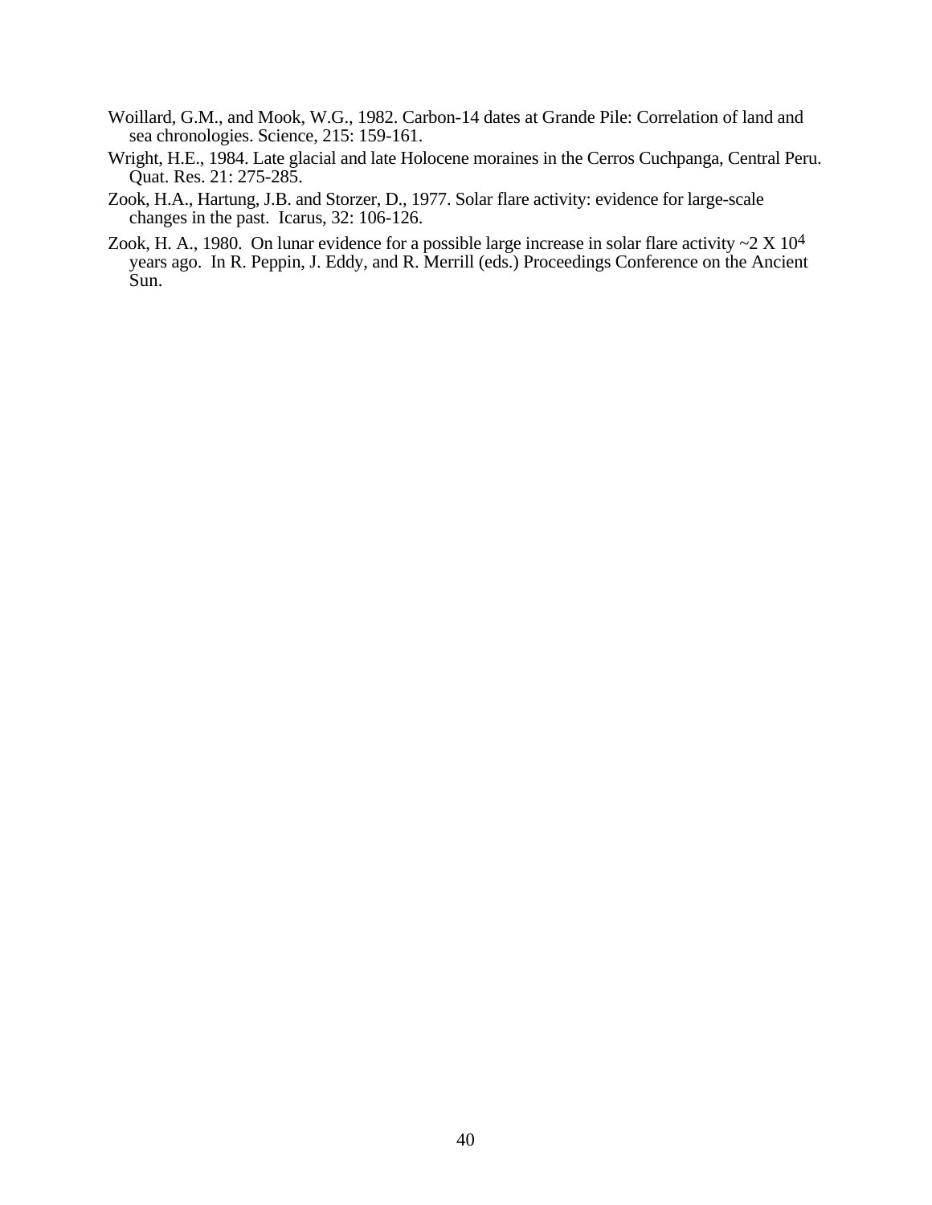Woillard, G.M., and Mook, W.G., 1982. Carbon-14 dates at Grande Pile: Correlation of land and sea chronologies. Science, 215: 159-161.

Wright, H.E., 1984. Late glacial and late Holocene moraines in the Cerros Cuchpanga, Central Peru. Quat. Res. 21: 275-285.

Zook, H.A., Hartung, J.B. and Storzer, D., 1977. Solar flare activity: evidence for large-scale changes in the past. Icarus, 32: 106-126.

Zook, H. A., 1980. On lunar evidence for a possible large increase in solar flare activity ~$2 \times 10^4$ years ago. In R. Peppin, J. Eddy, and R. Merrill (eds.) Proceedings Conference on the Ancient Sun.